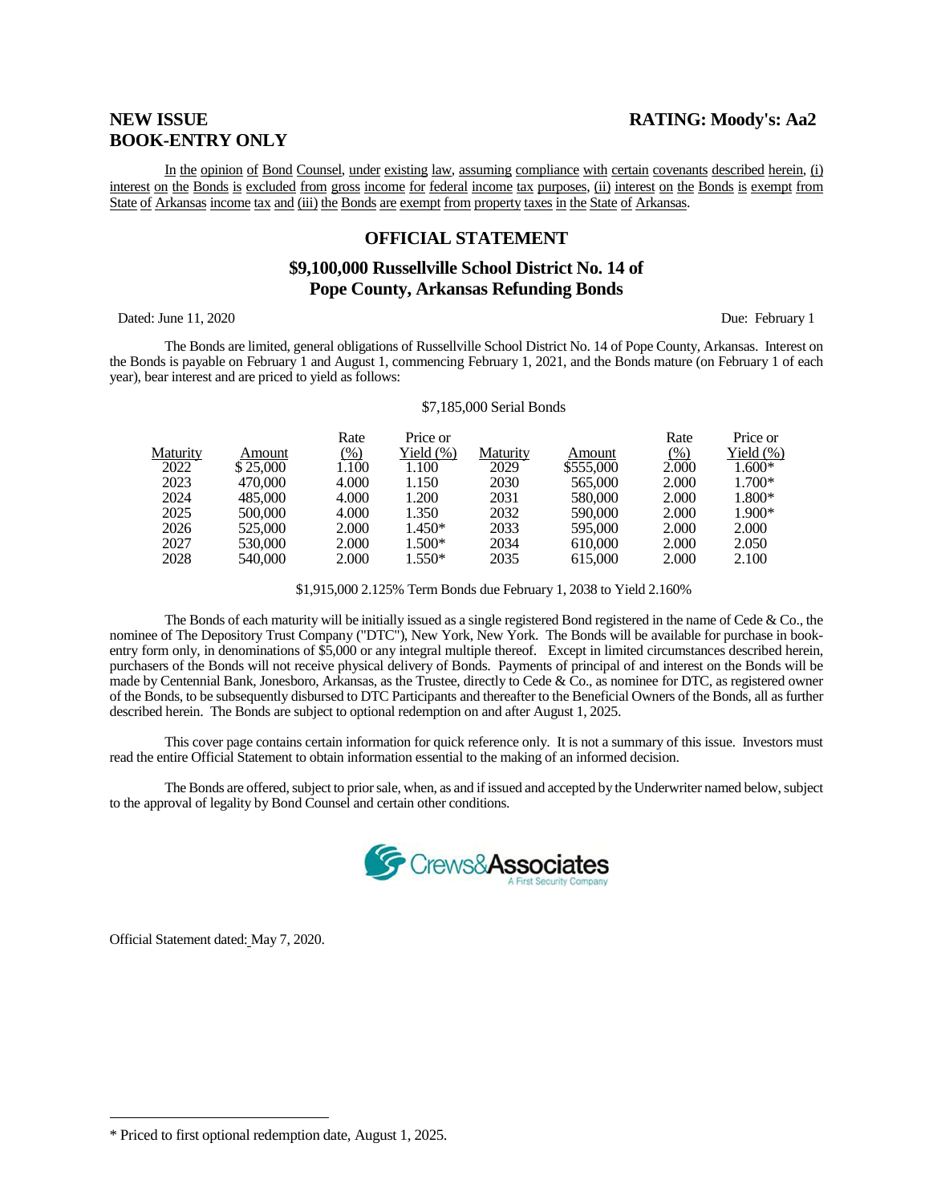**NEW ISSUE** **RATING: Moody's: Aa2**
**BOOK-ENTRY ONLY**

In the opinion of Bond Counsel, under existing law, assuming compliance with certain covenants described herein, (i) interest on the Bonds is excluded from gross income for federal income tax purposes, (ii) interest on the Bonds is exempt from State of Arkansas income tax and (iii) the Bonds are exempt from property taxes in the State of Arkansas.

## OFFICIAL STATEMENT

## $9,100,000 Russellville School District No. 14 of Pope County, Arkansas Refunding Bonds

Dated: June 11, 2020 Due: February 1

The Bonds are limited, general obligations of Russellville School District No. 14 of Pope County, Arkansas. Interest on the Bonds is payable on February 1 and August 1, commencing February 1, 2021, and the Bonds mature (on February 1 of each year), bear interest and are priced to yield as follows:

$7,185,000 Serial Bonds

| Maturity | Amount | Rate (%) | Price or Yield (%) | Maturity | Amount | Rate (%) | Price or Yield (%) |
|---|---|---|---|---|---|---|---|
| 2022 | $ 25,000 | 1.100 | 1.100 | 2029 | $555,000 | 2.000 | 1.600* |
| 2023 | 470,000 | 4.000 | 1.150 | 2030 | 565,000 | 2.000 | 1.700* |
| 2024 | 485,000 | 4.000 | 1.200 | 2031 | 580,000 | 2.000 | 1.800* |
| 2025 | 500,000 | 4.000 | 1.350 | 2032 | 590,000 | 2.000 | 1.900* |
| 2026 | 525,000 | 2.000 | 1.450* | 2033 | 595,000 | 2.000 | 2.000 |
| 2027 | 530,000 | 2.000 | 1.500* | 2034 | 610,000 | 2.000 | 2.050 |
| 2028 | 540,000 | 2.000 | 1.550* | 2035 | 615,000 | 2.000 | 2.100 |

$1,915,000 2.125% Term Bonds due February 1, 2038 to Yield 2.160%

The Bonds of each maturity will be initially issued as a single registered Bond registered in the name of Cede & Co., the nominee of The Depository Trust Company ("DTC"), New York, New York. The Bonds will be available for purchase in book-entry form only, in denominations of $5,000 or any integral multiple thereof. Except in limited circumstances described herein, purchasers of the Bonds will not receive physical delivery of Bonds. Payments of principal of and interest on the Bonds will be made by Centennial Bank, Jonesboro, Arkansas, as the Trustee, directly to Cede & Co., as nominee for DTC, as registered owner of the Bonds, to be subsequently disbursed to DTC Participants and thereafter to the Beneficial Owners of the Bonds, all as further described herein. The Bonds are subject to optional redemption on and after August 1, 2025.

This cover page contains certain information for quick reference only. It is not a summary of this issue. Investors must read the entire Official Statement to obtain information essential to the making of an informed decision.

The Bonds are offered, subject to prior sale, when, as and if issued and accepted by the Underwriter named below, subject to the approval of legality by Bond Counsel and certain other conditions.

Crews&Associates
A First Security Company

Official Statement dated: May 7, 2020.

* Priced to first optional redemption date, August 1, 2025.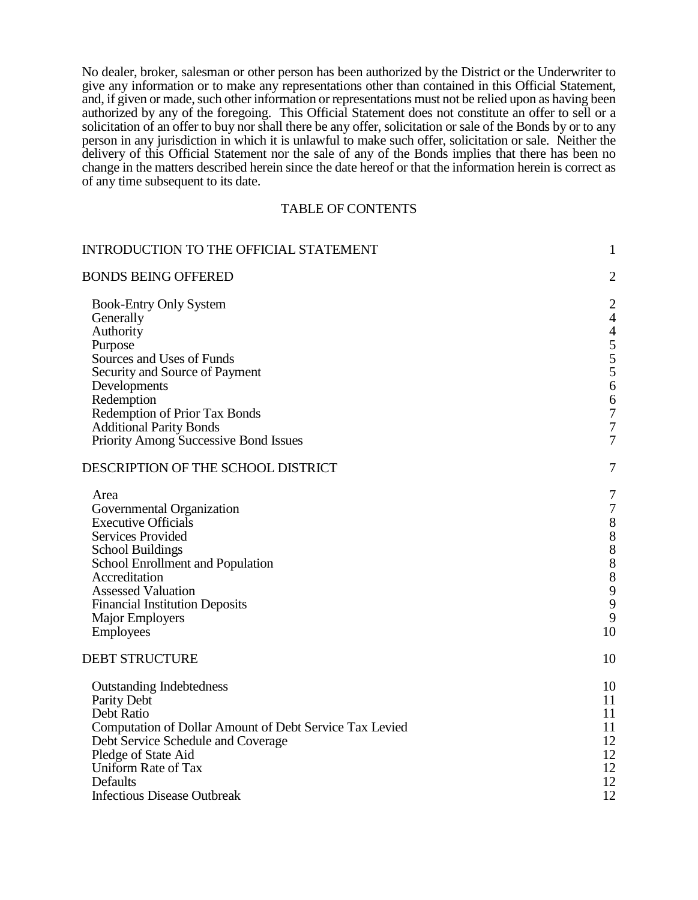No dealer, broker, salesman or other person has been authorized by the District or the Underwriter to give any information or to make any representations other than contained in this Official Statement, and, if given or made, such other information or representations must not be relied upon as having been authorized by any of the foregoing. This Official Statement does not constitute an offer to sell or a solicitation of an offer to buy nor shall there be any offer, solicitation or sale of the Bonds by or to any person in any jurisdiction in which it is unlawful to make such offer, solicitation or sale. Neither the delivery of this Official Statement nor the sale of any of the Bonds implies that there has been no change in the matters described herein since the date hereof or that the information herein is correct as of any time subsequent to its date.

## TABLE OF CONTENTS

| | |
|---|---|
| INTRODUCTION TO THE OFFICIAL STATEMENT | 1 |
| BONDS BEING OFFERED | 2 |
| Book-Entry Only System | 2 |
| Generally | 4 |
| Authority | 4 |
| Purpose | 5 |
| Sources and Uses of Funds | 5 |
| Security and Source of Payment | 5 |
| Developments | 6 |
| Redemption | 6 |
| Redemption of Prior Tax Bonds | 7 |
| Additional Parity Bonds | 7 |
| Priority Among Successive Bond Issues | 7 |
| DESCRIPTION OF THE SCHOOL DISTRICT | 7 |
| Area | 7 |
| Governmental Organization | 7 |
| Executive Officials | 8 |
| Services Provided | 8 |
| School Buildings | 8 |
| School Enrollment and Population | 8 |
| Accreditation | 8 |
| Assessed Valuation | 9 |
| Financial Institution Deposits | 9 |
| Major Employers | 9 |
| Employees | 10 |
| DEBT STRUCTURE | 10 |
| Outstanding Indebtedness | 10 |
| Parity Debt | 11 |
| Debt Ratio | 11 |
| Computation of Dollar Amount of Debt Service Tax Levied | 11 |
| Debt Service Schedule and Coverage | 12 |
| Pledge of State Aid | 12 |
| Uniform Rate of Tax | 12 |
| Defaults | 12 |
| Infectious Disease Outbreak | 12 |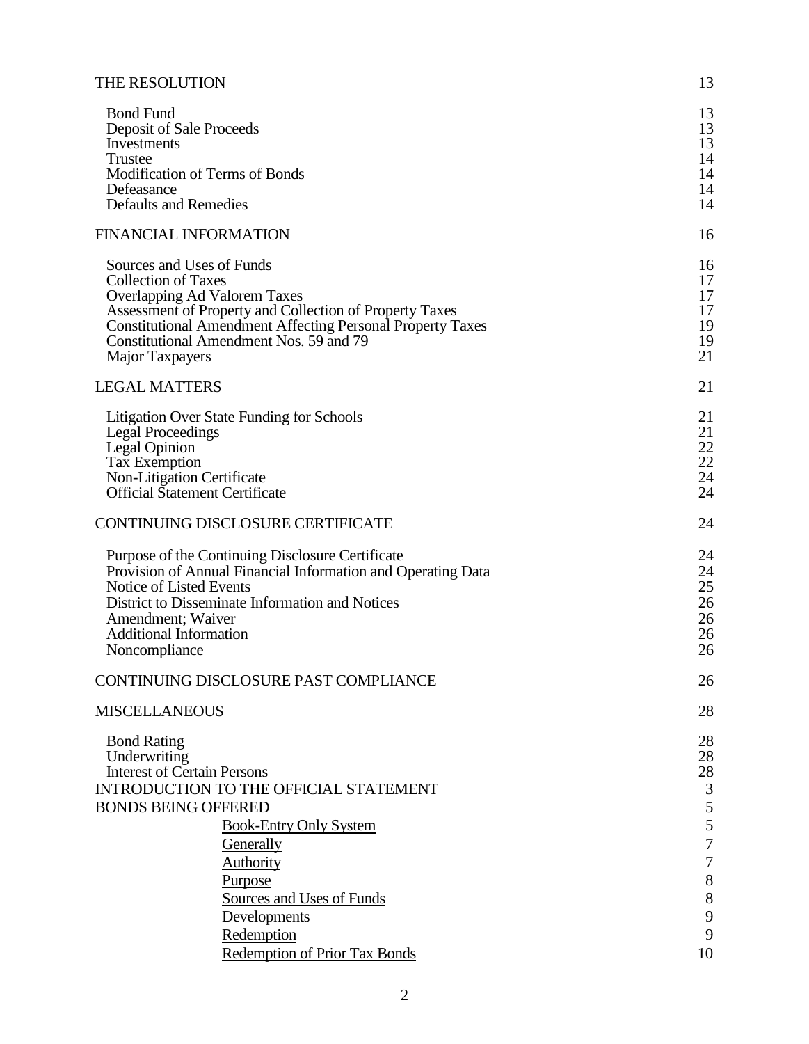| | |
|---|---|
| THE RESOLUTION | 13 |
| Bond Fund | 13 |
| Deposit of Sale Proceeds | 13 |
| Investments | 13 |
| Trustee | 14 |
| Modification of Terms of Bonds | 14 |
| Defeasance | 14 |
| Defaults and Remedies | 14 |
| FINANCIAL INFORMATION | 16 |
| Sources and Uses of Funds | 16 |
| Collection of Taxes | 17 |
| Overlapping Ad Valorem Taxes | 17 |
| Assessment of Property and Collection of Property Taxes | 17 |
| Constitutional Amendment Affecting Personal Property Taxes | 19 |
| Constitutional Amendment Nos. 59 and 79 | 19 |
| Major Taxpayers | 21 |
| LEGAL MATTERS | 21 |
| Litigation Over State Funding for Schools | 21 |
| Legal Proceedings | 21 |
| Legal Opinion | 22 |
| Tax Exemption | 22 |
| Non-Litigation Certificate | 24 |
| Official Statement Certificate | 24 |
| CONTINUING DISCLOSURE CERTIFICATE | 24 |
| Purpose of the Continuing Disclosure Certificate | 24 |
| Provision of Annual Financial Information and Operating Data | 24 |
| Notice of Listed Events | 25 |
| District to Disseminate Information and Notices | 26 |
| Amendment; Waiver | 26 |
| Additional Information | 26 |
| Noncompliance | 26 |
| CONTINUING DISCLOSURE PAST COMPLIANCE | 26 |
| MISCELLANEOUS | 28 |
| Bond Rating | 28 |
| Underwriting | 28 |
| Interest of Certain Persons | 28 |
| INTRODUCTION TO THE OFFICIAL STATEMENT | 3 |
| BONDS BEING OFFERED | 5 |
| Book-Entry Only System | 5 |
| Generally | 7 |
| Authority | 7 |
| Purpose | 8 |
| Sources and Uses of Funds | 8 |
| Developments | 9 |
| Redemption | 9 |
| Redemption of Prior Tax Bonds | 10 |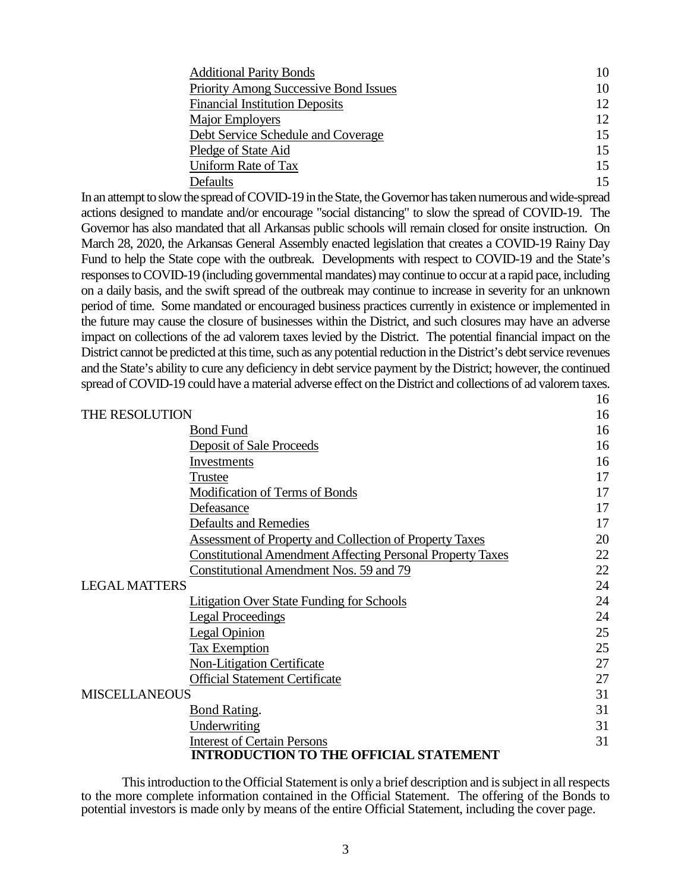| | |
|---|---|
| Additional Parity Bonds | 10 |
| Priority Among Successive Bond Issues | 10 |
| Financial Institution Deposits | 12 |
| Major Employers | 12 |
| Debt Service Schedule and Coverage | 15 |
| Pledge of State Aid | 15 |
| Uniform Rate of Tax | 15 |
| Defaults | 15 |

In an attempt to slow the spread of COVID-19 in the State, the Governor has taken numerous and wide-spread actions designed to mandate and/or encourage "social distancing" to slow the spread of COVID-19. The Governor has also mandated that all Arkansas public schools will remain closed for onsite instruction. On March 28, 2020, the Arkansas General Assembly enacted legislation that creates a COVID-19 Rainy Day Fund to help the State cope with the outbreak. Developments with respect to COVID-19 and the State's responses to COVID-19 (including governmental mandates) may continue to occur at a rapid pace, including on a daily basis, and the swift spread of the outbreak may continue to increase in severity for an unknown period of time. Some mandated or encouraged business practices currently in existence or implemented in the future may cause the closure of businesses within the District, and such closures may have an adverse impact on collections of the ad valorem taxes levied by the District. The potential financial impact on the District cannot be predicted at this time, such as any potential reduction in the District's debt service revenues and the State's ability to cure any deficiency in debt service payment by the District; however, the continued spread of COVID-19 could have a material adverse effect on the District and collections of ad valorem taxes. 16

| | | |
|---|---|---|
| THE RESOLUTION | | 16 |
| | Bond Fund | 16 |
| | Deposit of Sale Proceeds | 16 |
| | Investments | 16 |
| | Trustee | 17 |
| | Modification of Terms of Bonds | 17 |
| | Defeasance | 17 |
| | Defaults and Remedies | 17 |
| | Assessment of Property and Collection of Property Taxes | 20 |
| | Constitutional Amendment Affecting Personal Property Taxes | 22 |
| | Constitutional Amendment Nos. 59 and 79 | 22 |
| LEGAL MATTERS | | 24 |
| | Litigation Over State Funding for Schools | 24 |
| | Legal Proceedings | 24 |
| | Legal Opinion | 25 |
| | Tax Exemption | 25 |
| | Non-Litigation Certificate | 27 |
| | Official Statement Certificate | 27 |
| MISCELLANEOUS | | 31 |
| | Bond Rating. | 31 |
| | Underwriting | 31 |
| | Interest of Certain Persons | 31 |

## INTRODUCTION TO THE OFFICIAL STATEMENT

This introduction to the Official Statement is only a brief description and is subject in all respects to the more complete information contained in the Official Statement. The offering of the Bonds to potential investors is made only by means of the entire Official Statement, including the cover page.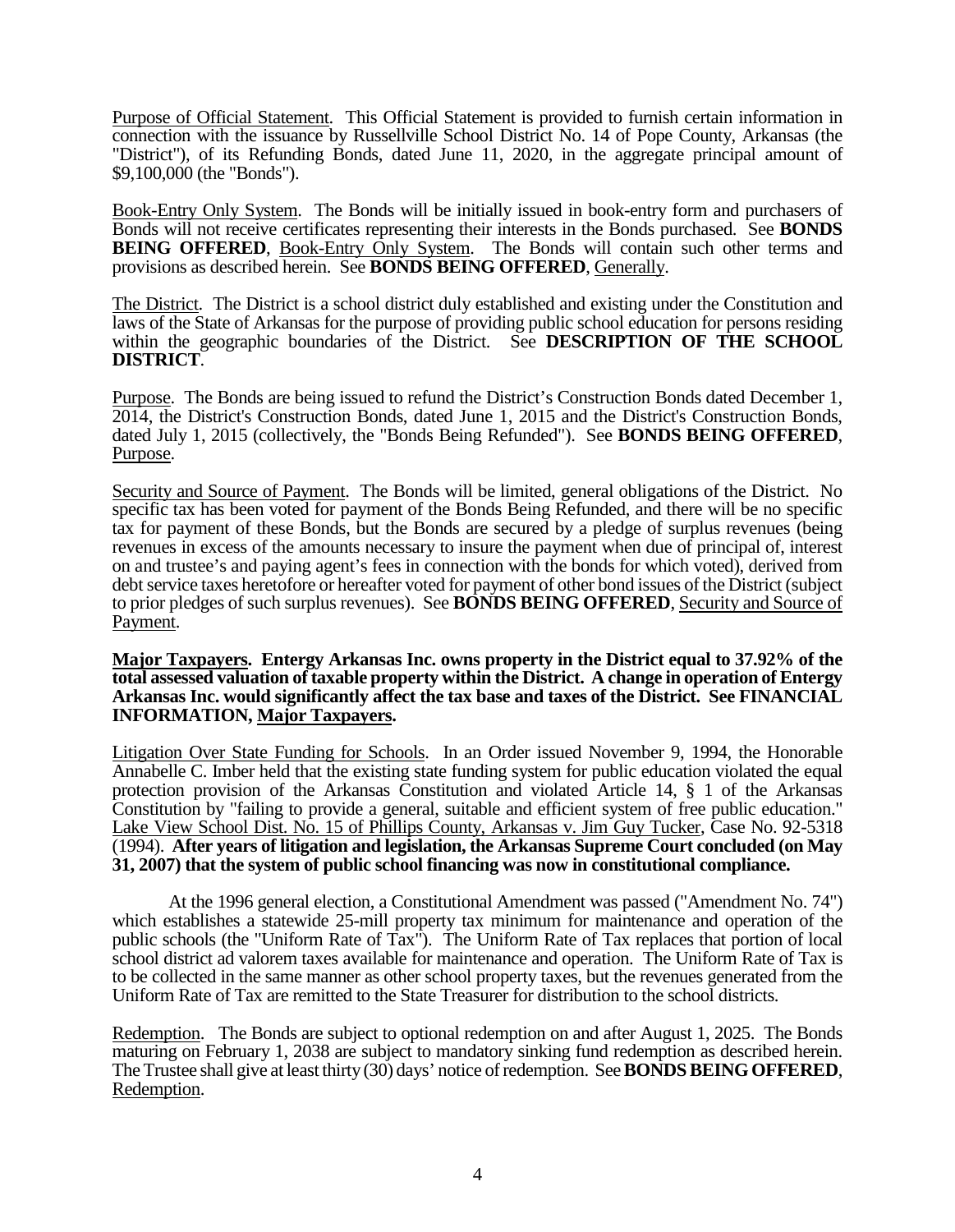Purpose of Official Statement. This Official Statement is provided to furnish certain information in connection with the issuance by Russellville School District No. 14 of Pope County, Arkansas (the "District"), of its Refunding Bonds, dated June 11, 2020, in the aggregate principal amount of $9,100,000 (the "Bonds").

Book-Entry Only System. The Bonds will be initially issued in book-entry form and purchasers of Bonds will not receive certificates representing their interests in the Bonds purchased. See **BONDS BEING OFFERED**, Book-Entry Only System. The Bonds will contain such other terms and provisions as described herein. See **BONDS BEING OFFERED**, Generally.

The District. The District is a school district duly established and existing under the Constitution and laws of the State of Arkansas for the purpose of providing public school education for persons residing within the geographic boundaries of the District. See **DESCRIPTION OF THE SCHOOL DISTRICT**.

Purpose. The Bonds are being issued to refund the District's Construction Bonds dated December 1, 2014, the District's Construction Bonds, dated June 1, 2015 and the District's Construction Bonds, dated July 1, 2015 (collectively, the "Bonds Being Refunded"). See **BONDS BEING OFFERED**, Purpose.

Security and Source of Payment. The Bonds will be limited, general obligations of the District. No specific tax has been voted for payment of the Bonds Being Refunded, and there will be no specific tax for payment of these Bonds, but the Bonds are secured by a pledge of surplus revenues (being revenues in excess of the amounts necessary to insure the payment when due of principal of, interest on and trustee's and paying agent's fees in connection with the bonds for which voted), derived from debt service taxes heretofore or hereafter voted for payment of other bond issues of the District (subject to prior pledges of such surplus revenues). See **BONDS BEING OFFERED**, Security and Source of Payment.

**Major Taxpayers. Entergy Arkansas Inc. owns property in the District equal to 37.92% of the total assessed valuation of taxable property within the District. A change in operation of Entergy Arkansas Inc. would significantly affect the tax base and taxes of the District. See FINANCIAL INFORMATION, Major Taxpayers.**

Litigation Over State Funding for Schools. In an Order issued November 9, 1994, the Honorable Annabelle C. Imber held that the existing state funding system for public education violated the equal protection provision of the Arkansas Constitution and violated Article 14, § 1 of the Arkansas Constitution by "failing to provide a general, suitable and efficient system of free public education." Lake View School Dist. No. 15 of Phillips County, Arkansas v. Jim Guy Tucker, Case No. 92-5318 (1994). **After years of litigation and legislation, the Arkansas Supreme Court concluded (on May 31, 2007) that the system of public school financing was now in constitutional compliance.**

At the 1996 general election, a Constitutional Amendment was passed ("Amendment No. 74") which establishes a statewide 25-mill property tax minimum for maintenance and operation of the public schools (the "Uniform Rate of Tax"). The Uniform Rate of Tax replaces that portion of local school district ad valorem taxes available for maintenance and operation. The Uniform Rate of Tax is to be collected in the same manner as other school property taxes, but the revenues generated from the Uniform Rate of Tax are remitted to the State Treasurer for distribution to the school districts.

Redemption. The Bonds are subject to optional redemption on and after August 1, 2025. The Bonds maturing on February 1, 2038 are subject to mandatory sinking fund redemption as described herein. The Trustee shall give at least thirty (30) days' notice of redemption. See **BONDS BEING OFFERED**, Redemption.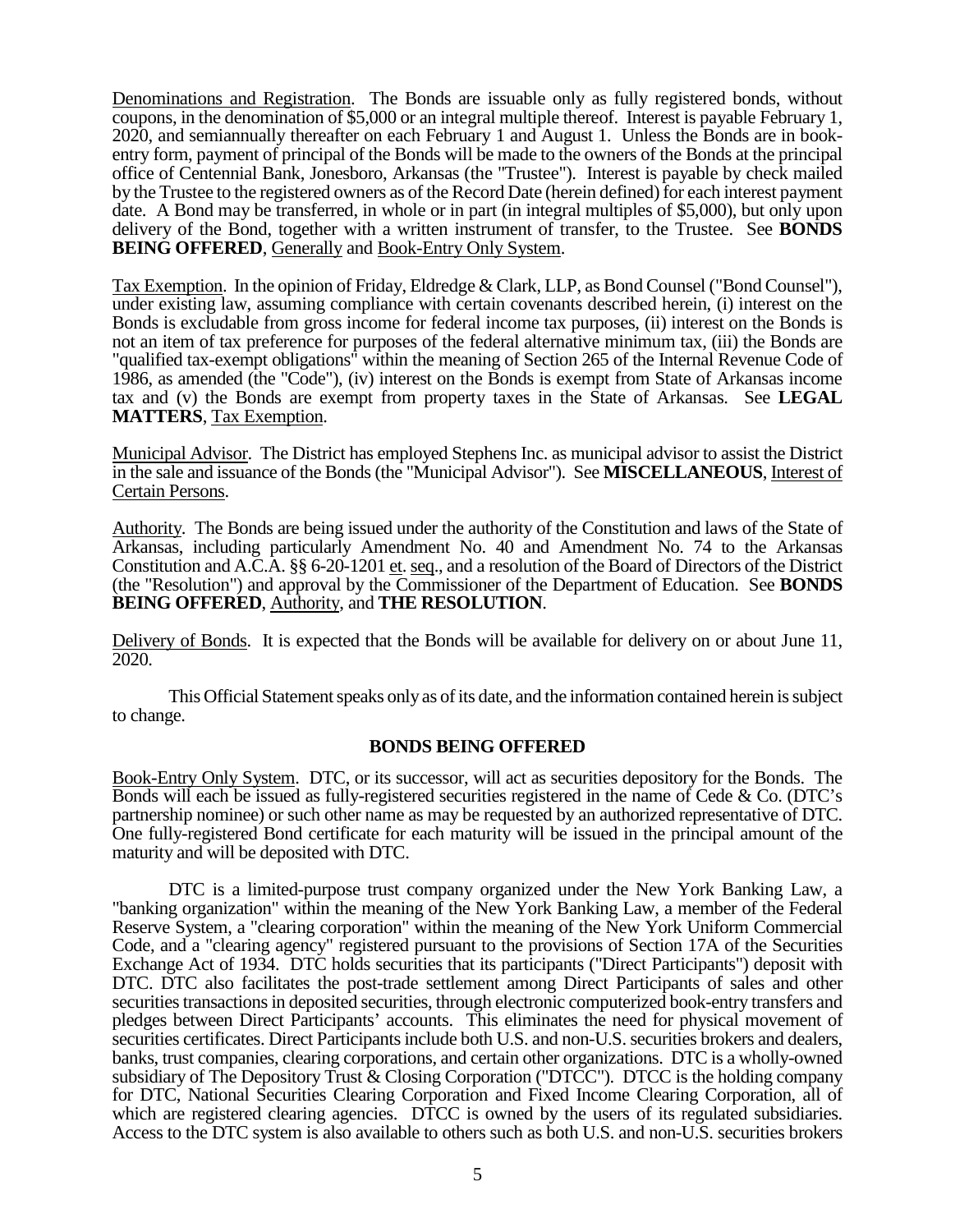Denominations and Registration. The Bonds are issuable only as fully registered bonds, without coupons, in the denomination of $5,000 or an integral multiple thereof. Interest is payable February 1, 2020, and semiannually thereafter on each February 1 and August 1. Unless the Bonds are in book-entry form, payment of principal of the Bonds will be made to the owners of the Bonds at the principal office of Centennial Bank, Jonesboro, Arkansas (the "Trustee"). Interest is payable by check mailed by the Trustee to the registered owners as of the Record Date (herein defined) for each interest payment date. A Bond may be transferred, in whole or in part (in integral multiples of $5,000), but only upon delivery of the Bond, together with a written instrument of transfer, to the Trustee. See **BONDS BEING OFFERED**, Generally and Book-Entry Only System.

Tax Exemption. In the opinion of Friday, Eldredge & Clark, LLP, as Bond Counsel ("Bond Counsel"), under existing law, assuming compliance with certain covenants described herein, (i) interest on the Bonds is excludable from gross income for federal income tax purposes, (ii) interest on the Bonds is not an item of tax preference for purposes of the federal alternative minimum tax, (iii) the Bonds are "qualified tax-exempt obligations" within the meaning of Section 265 of the Internal Revenue Code of 1986, as amended (the "Code"), (iv) interest on the Bonds is exempt from State of Arkansas income tax and (v) the Bonds are exempt from property taxes in the State of Arkansas. See **LEGAL MATTERS**, Tax Exemption.

Municipal Advisor. The District has employed Stephens Inc. as municipal advisor to assist the District in the sale and issuance of the Bonds (the "Municipal Advisor"). See **MISCELLANEOUS**, Interest of Certain Persons.

Authority. The Bonds are being issued under the authority of the Constitution and laws of the State of Arkansas, including particularly Amendment No. 40 and Amendment No. 74 to the Arkansas Constitution and A.C.A. §§ 6-20-1201 et. seq., and a resolution of the Board of Directors of the District (the "Resolution") and approval by the Commissioner of the Department of Education. See **BONDS BEING OFFERED**, Authority, and **THE RESOLUTION**.

Delivery of Bonds. It is expected that the Bonds will be available for delivery on or about June 11, 2020.

This Official Statement speaks only as of its date, and the information contained herein is subject to change.

## BONDS BEING OFFERED

Book-Entry Only System. DTC, or its successor, will act as securities depository for the Bonds. The Bonds will each be issued as fully-registered securities registered in the name of Cede & Co. (DTC's partnership nominee) or such other name as may be requested by an authorized representative of DTC. One fully-registered Bond certificate for each maturity will be issued in the principal amount of the maturity and will be deposited with DTC.

DTC is a limited-purpose trust company organized under the New York Banking Law, a "banking organization" within the meaning of the New York Banking Law, a member of the Federal Reserve System, a "clearing corporation" within the meaning of the New York Uniform Commercial Code, and a "clearing agency" registered pursuant to the provisions of Section 17A of the Securities Exchange Act of 1934. DTC holds securities that its participants ("Direct Participants") deposit with DTC. DTC also facilitates the post-trade settlement among Direct Participants of sales and other securities transactions in deposited securities, through electronic computerized book-entry transfers and pledges between Direct Participants' accounts. This eliminates the need for physical movement of securities certificates. Direct Participants include both U.S. and non-U.S. securities brokers and dealers, banks, trust companies, clearing corporations, and certain other organizations. DTC is a wholly-owned subsidiary of The Depository Trust & Closing Corporation ("DTCC"). DTCC is the holding company for DTC, National Securities Clearing Corporation and Fixed Income Clearing Corporation, all of which are registered clearing agencies. DTCC is owned by the users of its regulated subsidiaries. Access to the DTC system is also available to others such as both U.S. and non-U.S. securities brokers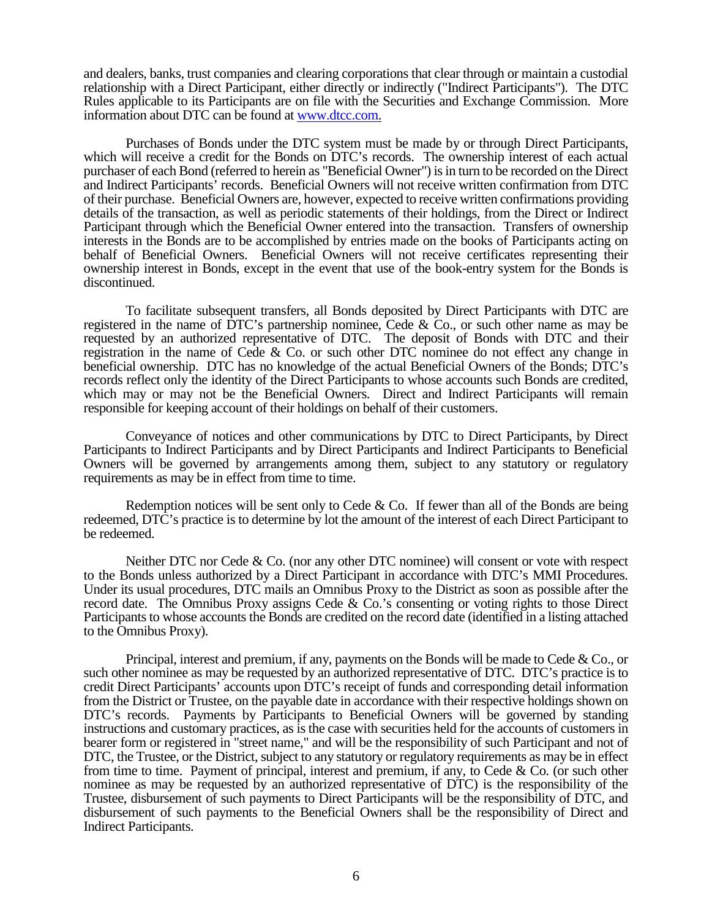and dealers, banks, trust companies and clearing corporations that clear through or maintain a custodial relationship with a Direct Participant, either directly or indirectly ("Indirect Participants"). The DTC Rules applicable to its Participants are on file with the Securities and Exchange Commission. More information about DTC can be found at www.dtcc.com.

Purchases of Bonds under the DTC system must be made by or through Direct Participants, which will receive a credit for the Bonds on DTC's records. The ownership interest of each actual purchaser of each Bond (referred to herein as "Beneficial Owner") is in turn to be recorded on the Direct and Indirect Participants' records. Beneficial Owners will not receive written confirmation from DTC of their purchase. Beneficial Owners are, however, expected to receive written confirmations providing details of the transaction, as well as periodic statements of their holdings, from the Direct or Indirect Participant through which the Beneficial Owner entered into the transaction. Transfers of ownership interests in the Bonds are to be accomplished by entries made on the books of Participants acting on behalf of Beneficial Owners. Beneficial Owners will not receive certificates representing their ownership interest in Bonds, except in the event that use of the book-entry system for the Bonds is discontinued.

To facilitate subsequent transfers, all Bonds deposited by Direct Participants with DTC are registered in the name of DTC's partnership nominee, Cede & Co., or such other name as may be requested by an authorized representative of DTC. The deposit of Bonds with DTC and their registration in the name of Cede & Co. or such other DTC nominee do not effect any change in beneficial ownership. DTC has no knowledge of the actual Beneficial Owners of the Bonds; DTC's records reflect only the identity of the Direct Participants to whose accounts such Bonds are credited, which may or may not be the Beneficial Owners. Direct and Indirect Participants will remain responsible for keeping account of their holdings on behalf of their customers.

Conveyance of notices and other communications by DTC to Direct Participants, by Direct Participants to Indirect Participants and by Direct Participants and Indirect Participants to Beneficial Owners will be governed by arrangements among them, subject to any statutory or regulatory requirements as may be in effect from time to time.

Redemption notices will be sent only to Cede & Co. If fewer than all of the Bonds are being redeemed, DTC's practice is to determine by lot the amount of the interest of each Direct Participant to be redeemed.

Neither DTC nor Cede & Co. (nor any other DTC nominee) will consent or vote with respect to the Bonds unless authorized by a Direct Participant in accordance with DTC's MMI Procedures. Under its usual procedures, DTC mails an Omnibus Proxy to the District as soon as possible after the record date. The Omnibus Proxy assigns Cede & Co.'s consenting or voting rights to those Direct Participants to whose accounts the Bonds are credited on the record date (identified in a listing attached to the Omnibus Proxy).

Principal, interest and premium, if any, payments on the Bonds will be made to Cede & Co., or such other nominee as may be requested by an authorized representative of DTC. DTC's practice is to credit Direct Participants' accounts upon DTC's receipt of funds and corresponding detail information from the District or Trustee, on the payable date in accordance with their respective holdings shown on DTC's records. Payments by Participants to Beneficial Owners will be governed by standing instructions and customary practices, as is the case with securities held for the accounts of customers in bearer form or registered in "street name," and will be the responsibility of such Participant and not of DTC, the Trustee, or the District, subject to any statutory or regulatory requirements as may be in effect from time to time. Payment of principal, interest and premium, if any, to Cede & Co. (or such other nominee as may be requested by an authorized representative of DTC) is the responsibility of the Trustee, disbursement of such payments to Direct Participants will be the responsibility of DTC, and disbursement of such payments to the Beneficial Owners shall be the responsibility of Direct and Indirect Participants.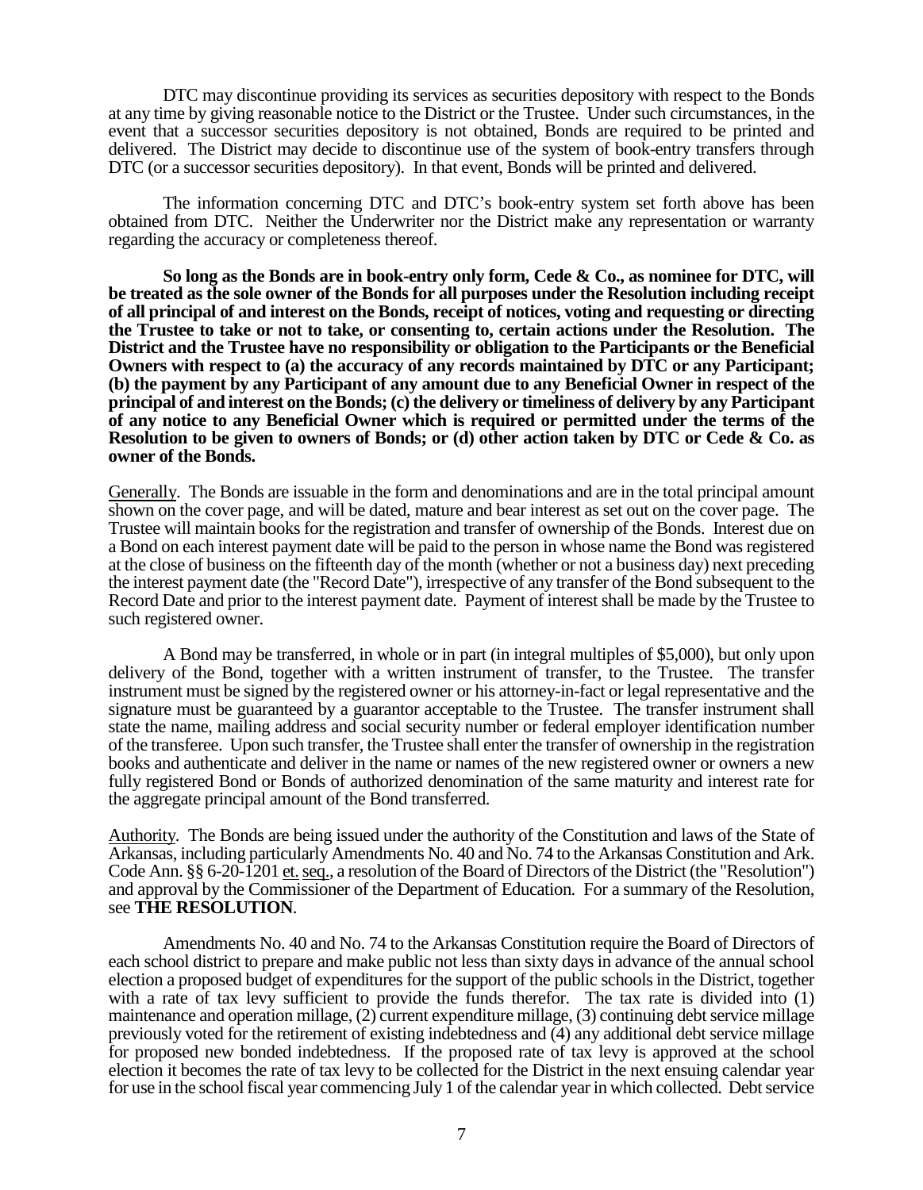DTC may discontinue providing its services as securities depository with respect to the Bonds at any time by giving reasonable notice to the District or the Trustee. Under such circumstances, in the event that a successor securities depository is not obtained, Bonds are required to be printed and delivered. The District may decide to discontinue use of the system of book-entry transfers through DTC (or a successor securities depository). In that event, Bonds will be printed and delivered.

The information concerning DTC and DTC's book-entry system set forth above has been obtained from DTC. Neither the Underwriter nor the District make any representation or warranty regarding the accuracy or completeness thereof.

**So long as the Bonds are in book-entry only form, Cede & Co., as nominee for DTC, will be treated as the sole owner of the Bonds for all purposes under the Resolution including receipt of all principal of and interest on the Bonds, receipt of notices, voting and requesting or directing the Trustee to take or not to take, or consenting to, certain actions under the Resolution. The District and the Trustee have no responsibility or obligation to the Participants or the Beneficial Owners with respect to (a) the accuracy of any records maintained by DTC or any Participant; (b) the payment by any Participant of any amount due to any Beneficial Owner in respect of the principal of and interest on the Bonds; (c) the delivery or timeliness of delivery by any Participant of any notice to any Beneficial Owner which is required or permitted under the terms of the Resolution to be given to owners of Bonds; or (d) other action taken by DTC or Cede & Co. as owner of the Bonds.**

Generally. The Bonds are issuable in the form and denominations and are in the total principal amount shown on the cover page, and will be dated, mature and bear interest as set out on the cover page. The Trustee will maintain books for the registration and transfer of ownership of the Bonds. Interest due on a Bond on each interest payment date will be paid to the person in whose name the Bond was registered at the close of business on the fifteenth day of the month (whether or not a business day) next preceding the interest payment date (the "Record Date"), irrespective of any transfer of the Bond subsequent to the Record Date and prior to the interest payment date. Payment of interest shall be made by the Trustee to such registered owner.

A Bond may be transferred, in whole or in part (in integral multiples of $5,000), but only upon delivery of the Bond, together with a written instrument of transfer, to the Trustee. The transfer instrument must be signed by the registered owner or his attorney-in-fact or legal representative and the signature must be guaranteed by a guarantor acceptable to the Trustee. The transfer instrument shall state the name, mailing address and social security number or federal employer identification number of the transferee. Upon such transfer, the Trustee shall enter the transfer of ownership in the registration books and authenticate and deliver in the name or names of the new registered owner or owners a new fully registered Bond or Bonds of authorized denomination of the same maturity and interest rate for the aggregate principal amount of the Bond transferred.

Authority. The Bonds are being issued under the authority of the Constitution and laws of the State of Arkansas, including particularly Amendments No. 40 and No. 74 to the Arkansas Constitution and Ark. Code Ann. §§ 6-20-1201 et. seq., a resolution of the Board of Directors of the District (the "Resolution") and approval by the Commissioner of the Department of Education. For a summary of the Resolution, see **THE RESOLUTION**.

Amendments No. 40 and No. 74 to the Arkansas Constitution require the Board of Directors of each school district to prepare and make public not less than sixty days in advance of the annual school election a proposed budget of expenditures for the support of the public schools in the District, together with a rate of tax levy sufficient to provide the funds therefor. The tax rate is divided into (1) maintenance and operation millage, (2) current expenditure millage, (3) continuing debt service millage previously voted for the retirement of existing indebtedness and (4) any additional debt service millage for proposed new bonded indebtedness. If the proposed rate of tax levy is approved at the school election it becomes the rate of tax levy to be collected for the District in the next ensuing calendar year for use in the school fiscal year commencing July 1 of the calendar year in which collected. Debt service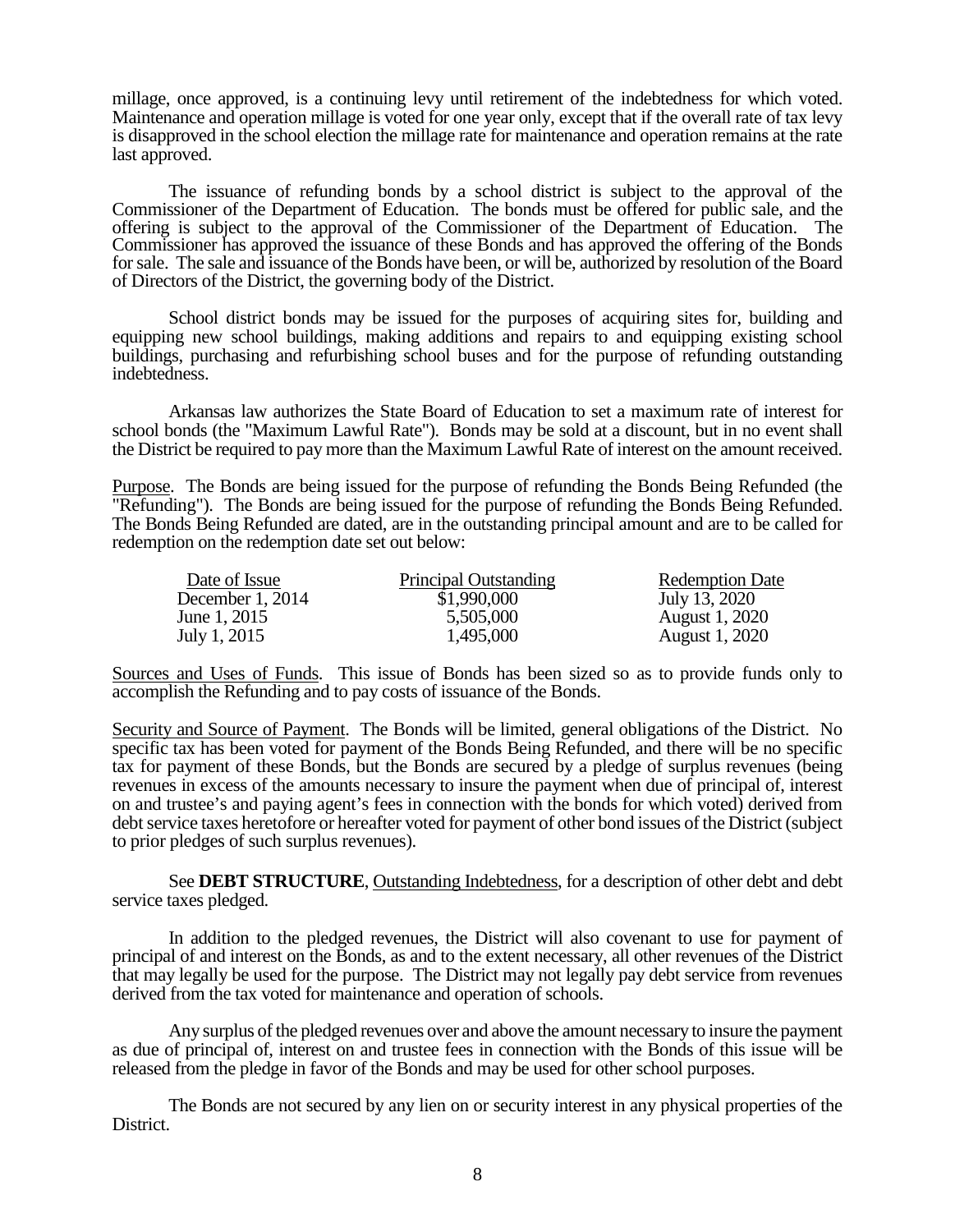millage, once approved, is a continuing levy until retirement of the indebtedness for which voted. Maintenance and operation millage is voted for one year only, except that if the overall rate of tax levy is disapproved in the school election the millage rate for maintenance and operation remains at the rate last approved.

The issuance of refunding bonds by a school district is subject to the approval of the Commissioner of the Department of Education. The bonds must be offered for public sale, and the offering is subject to the approval of the Commissioner of the Department of Education. The Commissioner has approved the issuance of these Bonds and has approved the offering of the Bonds for sale. The sale and issuance of the Bonds have been, or will be, authorized by resolution of the Board of Directors of the District, the governing body of the District.

School district bonds may be issued for the purposes of acquiring sites for, building and equipping new school buildings, making additions and repairs to and equipping existing school buildings, purchasing and refurbishing school buses and for the purpose of refunding outstanding indebtedness.

Arkansas law authorizes the State Board of Education to set a maximum rate of interest for school bonds (the "Maximum Lawful Rate"). Bonds may be sold at a discount, but in no event shall the District be required to pay more than the Maximum Lawful Rate of interest on the amount received.

Purpose. The Bonds are being issued for the purpose of refunding the Bonds Being Refunded (the "Refunding"). The Bonds are being issued for the purpose of refunding the Bonds Being Refunded. The Bonds Being Refunded are dated, are in the outstanding principal amount and are to be called for redemption on the redemption date set out below:

| Date of Issue | Principal Outstanding | Redemption Date |
|---|---|---|
| December 1, 2014 | $1,990,000 | July 13, 2020 |
| June 1, 2015 | 5,505,000 | August 1, 2020 |
| July 1, 2015 | 1,495,000 | August 1, 2020 |

Sources and Uses of Funds. This issue of Bonds has been sized so as to provide funds only to accomplish the Refunding and to pay costs of issuance of the Bonds.

Security and Source of Payment. The Bonds will be limited, general obligations of the District. No specific tax has been voted for payment of the Bonds Being Refunded, and there will be no specific tax for payment of these Bonds, but the Bonds are secured by a pledge of surplus revenues (being revenues in excess of the amounts necessary to insure the payment when due of principal of, interest on and trustee's and paying agent's fees in connection with the bonds for which voted) derived from debt service taxes heretofore or hereafter voted for payment of other bond issues of the District (subject to prior pledges of such surplus revenues).

See **DEBT STRUCTURE**, Outstanding Indebtedness, for a description of other debt and debt service taxes pledged.

In addition to the pledged revenues, the District will also covenant to use for payment of principal of and interest on the Bonds, as and to the extent necessary, all other revenues of the District that may legally be used for the purpose. The District may not legally pay debt service from revenues derived from the tax voted for maintenance and operation of schools.

Any surplus of the pledged revenues over and above the amount necessary to insure the payment as due of principal of, interest on and trustee fees in connection with the Bonds of this issue will be released from the pledge in favor of the Bonds and may be used for other school purposes.

The Bonds are not secured by any lien on or security interest in any physical properties of the District.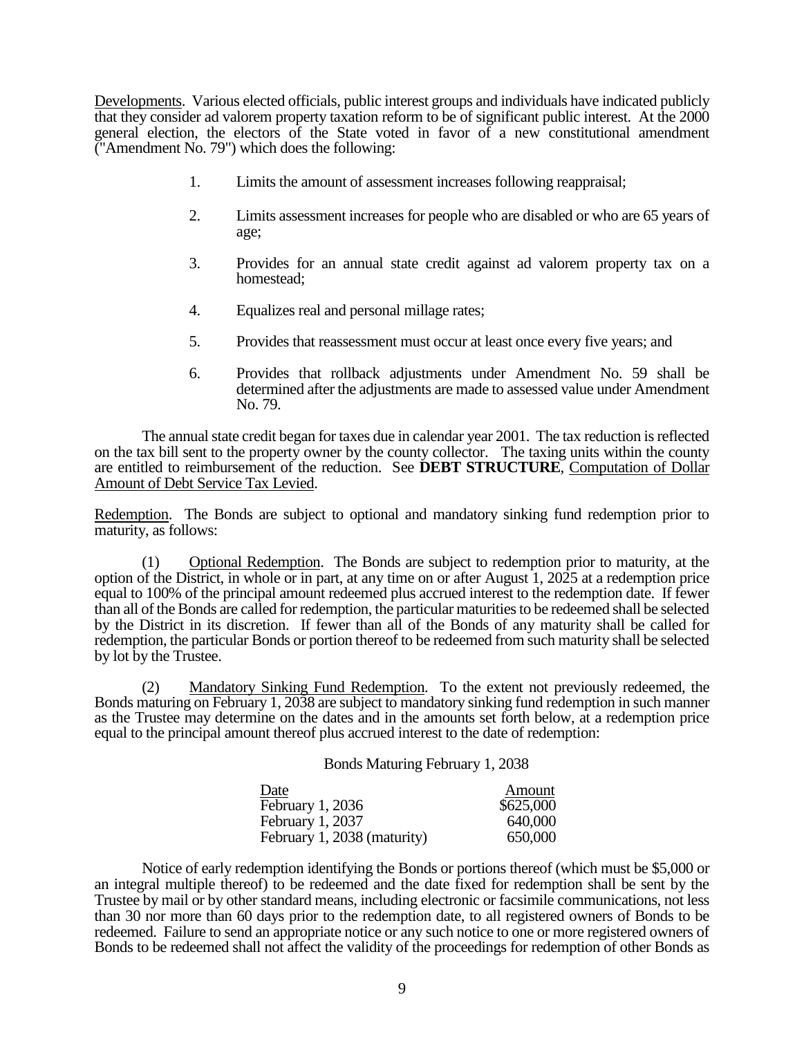Developments. Various elected officials, public interest groups and individuals have indicated publicly that they consider ad valorem property taxation reform to be of significant public interest. At the 2000 general election, the electors of the State voted in favor of a new constitutional amendment ("Amendment No. 79") which does the following:

1. Limits the amount of assessment increases following reappraisal;
2. Limits assessment increases for people who are disabled or who are 65 years of age;
3. Provides for an annual state credit against ad valorem property tax on a homestead;
4. Equalizes real and personal millage rates;
5. Provides that reassessment must occur at least once every five years; and
6. Provides that rollback adjustments under Amendment No. 59 shall be determined after the adjustments are made to assessed value under Amendment No. 79.

The annual state credit began for taxes due in calendar year 2001. The tax reduction is reflected on the tax bill sent to the property owner by the county collector. The taxing units within the county are entitled to reimbursement of the reduction. See **DEBT STRUCTURE**, Computation of Dollar Amount of Debt Service Tax Levied.

Redemption. The Bonds are subject to optional and mandatory sinking fund redemption prior to maturity, as follows:

(1) Optional Redemption. The Bonds are subject to redemption prior to maturity, at the option of the District, in whole or in part, at any time on or after August 1, 2025 at a redemption price equal to 100% of the principal amount redeemed plus accrued interest to the redemption date. If fewer than all of the Bonds are called for redemption, the particular maturities to be redeemed shall be selected by the District in its discretion. If fewer than all of the Bonds of any maturity shall be called for redemption, the particular Bonds or portion thereof to be redeemed from such maturity shall be selected by lot by the Trustee.

(2) Mandatory Sinking Fund Redemption. To the extent not previously redeemed, the Bonds maturing on February 1, 2038 are subject to mandatory sinking fund redemption in such manner as the Trustee may determine on the dates and in the amounts set forth below, at a redemption price equal to the principal amount thereof plus accrued interest to the date of redemption:

Bonds Maturing February 1, 2038

| Date | Amount |
|---|---|
| February 1, 2036 | $625,000 |
| February 1, 2037 | 640,000 |
| February 1, 2038 (maturity) | 650,000 |

Notice of early redemption identifying the Bonds or portions thereof (which must be $5,000 or an integral multiple thereof) to be redeemed and the date fixed for redemption shall be sent by the Trustee by mail or by other standard means, including electronic or facsimile communications, not less than 30 nor more than 60 days prior to the redemption date, to all registered owners of Bonds to be redeemed. Failure to send an appropriate notice or any such notice to one or more registered owners of Bonds to be redeemed shall not affect the validity of the proceedings for redemption of other Bonds as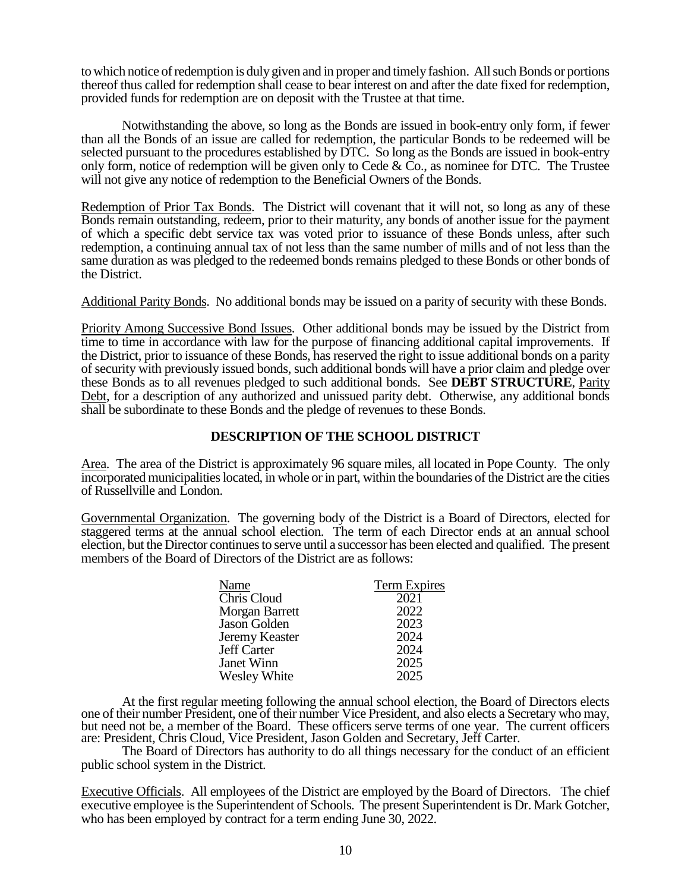to which notice of redemption is duly given and in proper and timely fashion. All such Bonds or portions thereof thus called for redemption shall cease to bear interest on and after the date fixed for redemption, provided funds for redemption are on deposit with the Trustee at that time.

Notwithstanding the above, so long as the Bonds are issued in book-entry only form, if fewer than all the Bonds of an issue are called for redemption, the particular Bonds to be redeemed will be selected pursuant to the procedures established by DTC. So long as the Bonds are issued in book-entry only form, notice of redemption will be given only to Cede & Co., as nominee for DTC. The Trustee will not give any notice of redemption to the Beneficial Owners of the Bonds.

Redemption of Prior Tax Bonds. The District will covenant that it will not, so long as any of these Bonds remain outstanding, redeem, prior to their maturity, any bonds of another issue for the payment of which a specific debt service tax was voted prior to issuance of these Bonds unless, after such redemption, a continuing annual tax of not less than the same number of mills and of not less than the same duration as was pledged to the redeemed bonds remains pledged to these Bonds or other bonds of the District.

Additional Parity Bonds. No additional bonds may be issued on a parity of security with these Bonds.

Priority Among Successive Bond Issues. Other additional bonds may be issued by the District from time to time in accordance with law for the purpose of financing additional capital improvements. If the District, prior to issuance of these Bonds, has reserved the right to issue additional bonds on a parity of security with previously issued bonds, such additional bonds will have a prior claim and pledge over these Bonds as to all revenues pledged to such additional bonds. See **DEBT STRUCTURE**, Parity Debt, for a description of any authorized and unissued parity debt. Otherwise, any additional bonds shall be subordinate to these Bonds and the pledge of revenues to these Bonds.

## DESCRIPTION OF THE SCHOOL DISTRICT

Area. The area of the District is approximately 96 square miles, all located in Pope County. The only incorporated municipalities located, in whole or in part, within the boundaries of the District are the cities of Russellville and London.

Governmental Organization. The governing body of the District is a Board of Directors, elected for staggered terms at the annual school election. The term of each Director ends at an annual school election, but the Director continues to serve until a successor has been elected and qualified. The present members of the Board of Directors of the District are as follows:

| Name | Term Expires |
|---|---|
| Chris Cloud | 2021 |
| Morgan Barrett | 2022 |
| Jason Golden | 2023 |
| Jeremy Keaster | 2024 |
| Jeff Carter | 2024 |
| Janet Winn | 2025 |
| Wesley White | 2025 |

At the first regular meeting following the annual school election, the Board of Directors elects one of their number President, one of their number Vice President, and also elects a Secretary who may, but need not be, a member of the Board. These officers serve terms of one year. The current officers are: President, Chris Cloud, Vice President, Jason Golden and Secretary, Jeff Carter.

The Board of Directors has authority to do all things necessary for the conduct of an efficient public school system in the District.

Executive Officials. All employees of the District are employed by the Board of Directors. The chief executive employee is the Superintendent of Schools. The present Superintendent is Dr. Mark Gotcher, who has been employed by contract for a term ending June 30, 2022.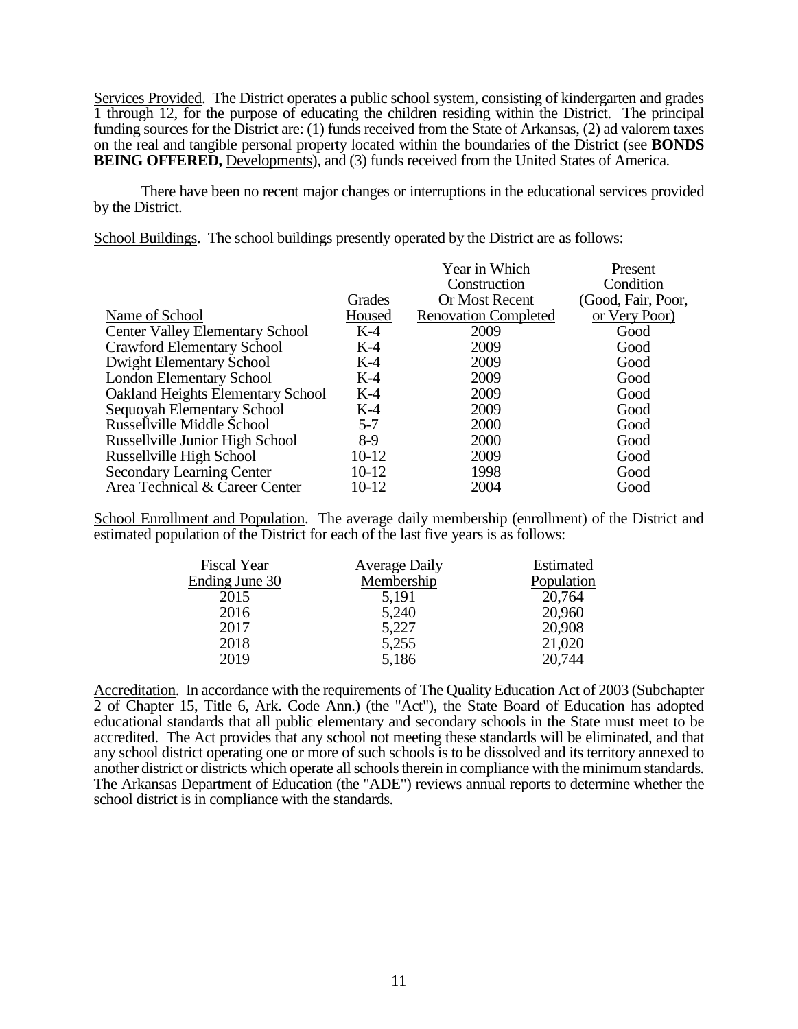Services Provided. The District operates a public school system, consisting of kindergarten and grades 1 through 12, for the purpose of educating the children residing within the District. The principal funding sources for the District are: (1) funds received from the State of Arkansas, (2) ad valorem taxes on the real and tangible personal property located within the boundaries of the District (see **BONDS BEING OFFERED,** Developments), and (3) funds received from the United States of America.

There have been no recent major changes or interruptions in the educational services provided by the District.

School Buildings. The school buildings presently operated by the District are as follows:

| Name of School | Grades Housed | Year in Which Construction Or Most Recent Renovation Completed | Present Condition (Good, Fair, Poor, or Very Poor) |
|---|---|---|---|
| Center Valley Elementary School | K-4 | 2009 | Good |
| Crawford Elementary School | K-4 | 2009 | Good |
| Dwight Elementary School | K-4 | 2009 | Good |
| London Elementary School | K-4 | 2009 | Good |
| Oakland Heights Elementary School | K-4 | 2009 | Good |
| Sequoyah Elementary School | K-4 | 2009 | Good |
| Russellville Middle School | 5-7 | 2000 | Good |
| Russellville Junior High School | 8-9 | 2000 | Good |
| Russellville High School | 10-12 | 2009 | Good |
| Secondary Learning Center | 10-12 | 1998 | Good |
| Area Technical & Career Center | 10-12 | 2004 | Good |

School Enrollment and Population. The average daily membership (enrollment) of the District and estimated population of the District for each of the last five years is as follows:

| Fiscal Year Ending June 30 | Average Daily Membership | Estimated Population |
|---|---|---|
| 2015 | 5,191 | 20,764 |
| 2016 | 5,240 | 20,960 |
| 2017 | 5,227 | 20,908 |
| 2018 | 5,255 | 21,020 |
| 2019 | 5,186 | 20,744 |

Accreditation. In accordance with the requirements of The Quality Education Act of 2003 (Subchapter 2 of Chapter 15, Title 6, Ark. Code Ann.) (the "Act"), the State Board of Education has adopted educational standards that all public elementary and secondary schools in the State must meet to be accredited. The Act provides that any school not meeting these standards will be eliminated, and that any school district operating one or more of such schools is to be dissolved and its territory annexed to another district or districts which operate all schools therein in compliance with the minimum standards. The Arkansas Department of Education (the "ADE") reviews annual reports to determine whether the school district is in compliance with the standards.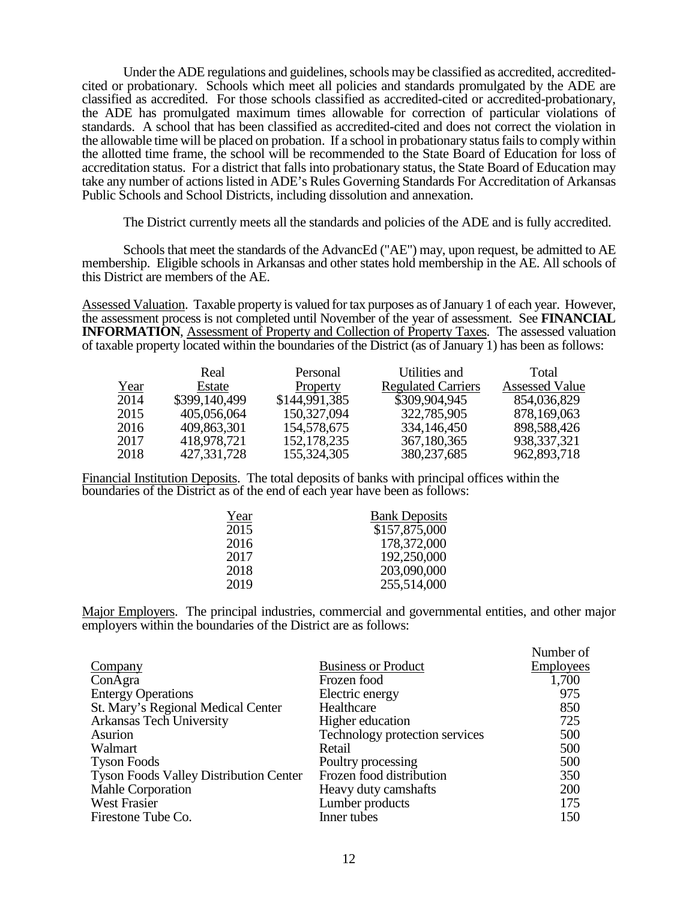Under the ADE regulations and guidelines, schools may be classified as accredited, accredited-cited or probationary. Schools which meet all policies and standards promulgated by the ADE are classified as accredited. For those schools classified as accredited-cited or accredited-probationary, the ADE has promulgated maximum times allowable for correction of particular violations of standards. A school that has been classified as accredited-cited and does not correct the violation in the allowable time will be placed on probation. If a school in probationary status fails to comply within the allotted time frame, the school will be recommended to the State Board of Education for loss of accreditation status. For a district that falls into probationary status, the State Board of Education may take any number of actions listed in ADE's Rules Governing Standards For Accreditation of Arkansas Public Schools and School Districts, including dissolution and annexation.

The District currently meets all the standards and policies of the ADE and is fully accredited.

Schools that meet the standards of the AdvancEd ("AE") may, upon request, be admitted to AE membership. Eligible schools in Arkansas and other states hold membership in the AE. All schools of this District are members of the AE.

Assessed Valuation. Taxable property is valued for tax purposes as of January 1 of each year. However, the assessment process is not completed until November of the year of assessment. See **FINANCIAL INFORMATION**, Assessment of Property and Collection of Property Taxes. The assessed valuation of taxable property located within the boundaries of the District (as of January 1) has been as follows:

| Year | Real Estate | Personal Property | Utilities and Regulated Carriers | Total Assessed Value |
|---|---|---|---|---|
| 2014 | $399,140,499 | $144,991,385 | $309,904,945 | 854,036,829 |
| 2015 | 405,056,064 | 150,327,094 | 322,785,905 | 878,169,063 |
| 2016 | 409,863,301 | 154,578,675 | 334,146,450 | 898,588,426 |
| 2017 | 418,978,721 | 152,178,235 | 367,180,365 | 938,337,321 |
| 2018 | 427,331,728 | 155,324,305 | 380,237,685 | 962,893,718 |

Financial Institution Deposits. The total deposits of banks with principal offices within the boundaries of the District as of the end of each year have been as follows:

| Year | Bank Deposits |
|---|---|
| 2015 | $157,875,000 |
| 2016 | 178,372,000 |
| 2017 | 192,250,000 |
| 2018 | 203,090,000 |
| 2019 | 255,514,000 |

Major Employers. The principal industries, commercial and governmental entities, and other major employers within the boundaries of the District are as follows:

| Company | Business or Product | Number of Employees |
|---|---|---|
| ConAgra | Frozen food | 1,700 |
| Entergy Operations | Electric energy | 975 |
| St. Mary's Regional Medical Center | Healthcare | 850 |
| Arkansas Tech University | Higher education | 725 |
| Asurion | Technology protection services | 500 |
| Walmart | Retail | 500 |
| Tyson Foods | Poultry processing | 500 |
| Tyson Foods Valley Distribution Center | Frozen food distribution | 350 |
| Mahle Corporation | Heavy duty camshafts | 200 |
| West Frasier | Lumber products | 175 |
| Firestone Tube Co. | Inner tubes | 150 |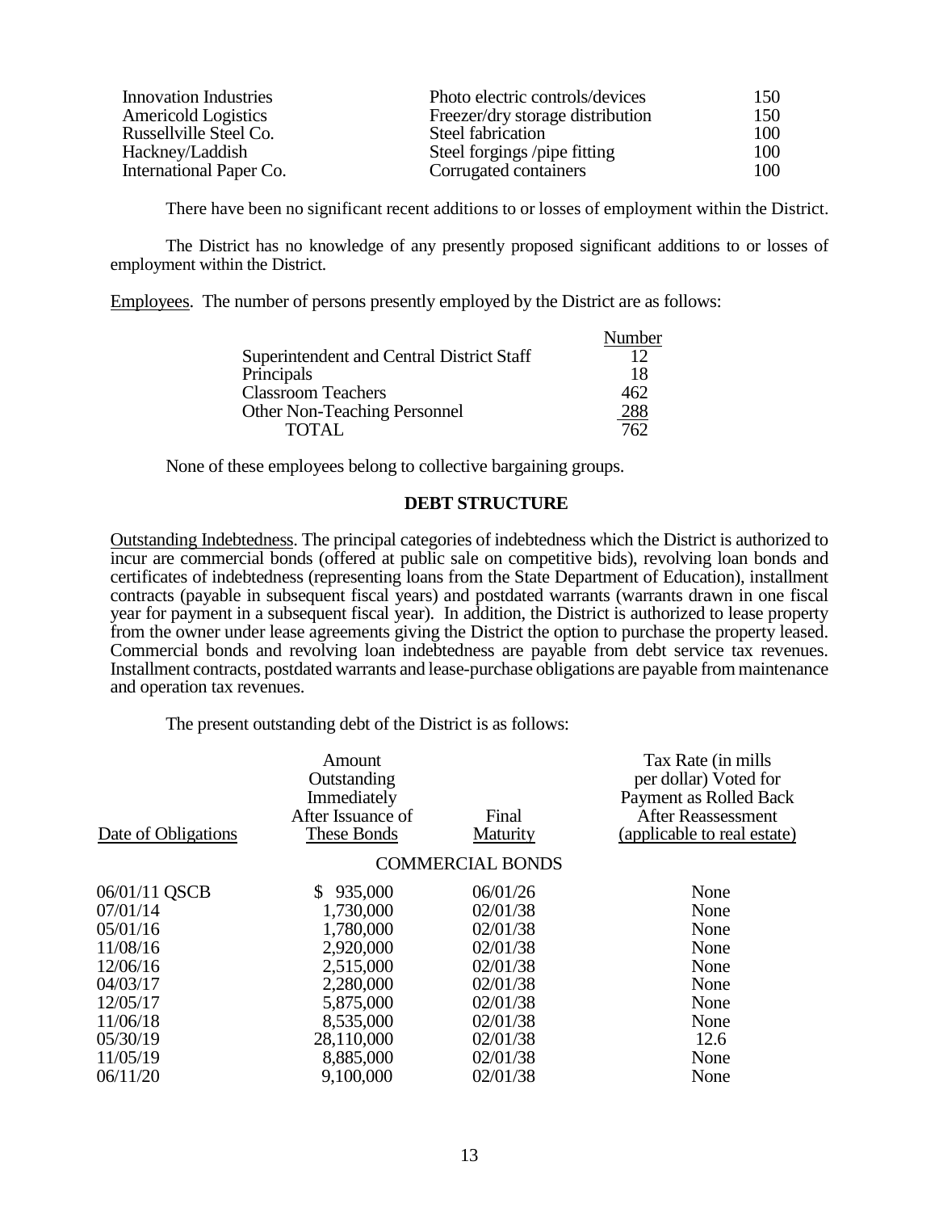| | | |
|---|---|---|
| Innovation Industries | Photo electric controls/devices | 150 |
| Americold Logistics | Freezer/dry storage distribution | 150 |
| Russellville Steel Co. | Steel fabrication | 100 |
| Hackney/Laddish | Steel forgings /pipe fitting | 100 |
| International Paper Co. | Corrugated containers | 100 |

There have been no significant recent additions to or losses of employment within the District.

The District has no knowledge of any presently proposed significant additions to or losses of employment within the District.

Employees. The number of persons presently employed by the District are as follows:

| | Number |
|---|---|
| Superintendent and Central District Staff | 12 |
| Principals | 18 |
| Classroom Teachers | 462 |
| Other Non-Teaching Personnel | 288 |
| TOTAL | 762 |

None of these employees belong to collective bargaining groups.

## DEBT STRUCTURE

Outstanding Indebtedness. The principal categories of indebtedness which the District is authorized to incur are commercial bonds (offered at public sale on competitive bids), revolving loan bonds and certificates of indebtedness (representing loans from the State Department of Education), installment contracts (payable in subsequent fiscal years) and postdated warrants (warrants drawn in one fiscal year for payment in a subsequent fiscal year). In addition, the District is authorized to lease property from the owner under lease agreements giving the District the option to purchase the property leased. Commercial bonds and revolving loan indebtedness are payable from debt service tax revenues. Installment contracts, postdated warrants and lease-purchase obligations are payable from maintenance and operation tax revenues.

The present outstanding debt of the District is as follows:

| Date of Obligations | Amount Outstanding Immediately After Issuance of These Bonds | Final Maturity | Tax Rate (in mills per dollar) Voted for Payment as Rolled Back After Reassessment (applicable to real estate) |
|---|---|---|---|
| | COMMERCIAL BONDS | | |
| 06/01/11 QSCB | $ 935,000 | 06/01/26 | None |
| 07/01/14 | 1,730,000 | 02/01/38 | None |
| 05/01/16 | 1,780,000 | 02/01/38 | None |
| 11/08/16 | 2,920,000 | 02/01/38 | None |
| 12/06/16 | 2,515,000 | 02/01/38 | None |
| 04/03/17 | 2,280,000 | 02/01/38 | None |
| 12/05/17 | 5,875,000 | 02/01/38 | None |
| 11/06/18 | 8,535,000 | 02/01/38 | None |
| 05/30/19 | 28,110,000 | 02/01/38 | 12.6 |
| 11/05/19 | 8,885,000 | 02/01/38 | None |
| 06/11/20 | 9,100,000 | 02/01/38 | None |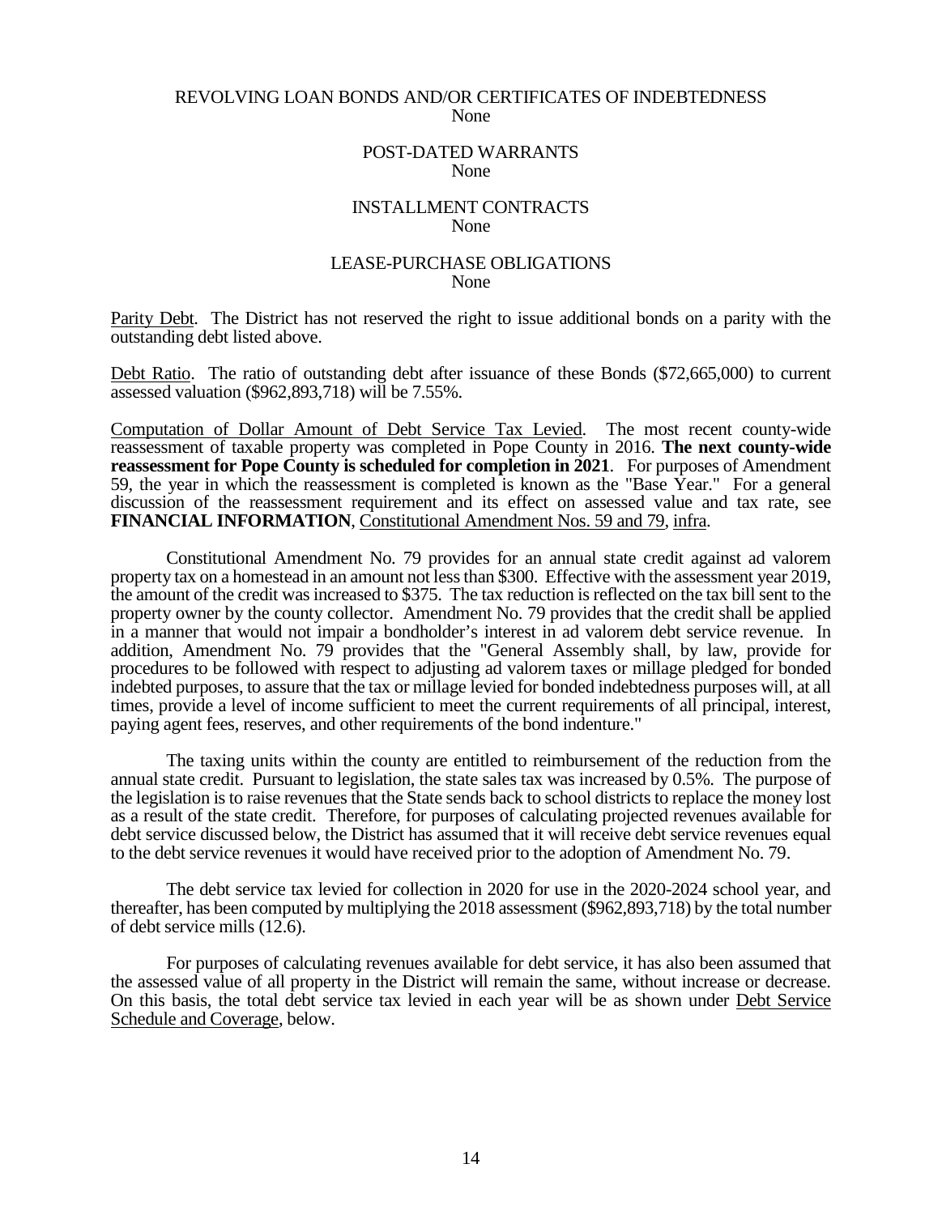REVOLVING LOAN BONDS AND/OR CERTIFICATES OF INDEBTEDNESS
None

POST-DATED WARRANTS
None

INSTALLMENT CONTRACTS
None

LEASE-PURCHASE OBLIGATIONS
None

Parity Debt. The District has not reserved the right to issue additional bonds on a parity with the outstanding debt listed above.

Debt Ratio. The ratio of outstanding debt after issuance of these Bonds ($72,665,000) to current assessed valuation ($962,893,718) will be 7.55%.

Computation of Dollar Amount of Debt Service Tax Levied. The most recent county-wide reassessment of taxable property was completed in Pope County in 2016. **The next county-wide reassessment for Pope County is scheduled for completion in 2021**. For purposes of Amendment 59, the year in which the reassessment is completed is known as the "Base Year." For a general discussion of the reassessment requirement and its effect on assessed value and tax rate, see **FINANCIAL INFORMATION**, Constitutional Amendment Nos. 59 and 79, infra.

Constitutional Amendment No. 79 provides for an annual state credit against ad valorem property tax on a homestead in an amount not less than $300. Effective with the assessment year 2019, the amount of the credit was increased to $375. The tax reduction is reflected on the tax bill sent to the property owner by the county collector. Amendment No. 79 provides that the credit shall be applied in a manner that would not impair a bondholder's interest in ad valorem debt service revenue. In addition, Amendment No. 79 provides that the "General Assembly shall, by law, provide for procedures to be followed with respect to adjusting ad valorem taxes or millage pledged for bonded indebted purposes, to assure that the tax or millage levied for bonded indebtedness purposes will, at all times, provide a level of income sufficient to meet the current requirements of all principal, interest, paying agent fees, reserves, and other requirements of the bond indenture."

The taxing units within the county are entitled to reimbursement of the reduction from the annual state credit. Pursuant to legislation, the state sales tax was increased by 0.5%. The purpose of the legislation is to raise revenues that the State sends back to school districts to replace the money lost as a result of the state credit. Therefore, for purposes of calculating projected revenues available for debt service discussed below, the District has assumed that it will receive debt service revenues equal to the debt service revenues it would have received prior to the adoption of Amendment No. 79.

The debt service tax levied for collection in 2020 for use in the 2020-2024 school year, and thereafter, has been computed by multiplying the 2018 assessment ($962,893,718) by the total number of debt service mills (12.6).

For purposes of calculating revenues available for debt service, it has also been assumed that the assessed value of all property in the District will remain the same, without increase or decrease. On this basis, the total debt service tax levied in each year will be as shown under Debt Service Schedule and Coverage, below.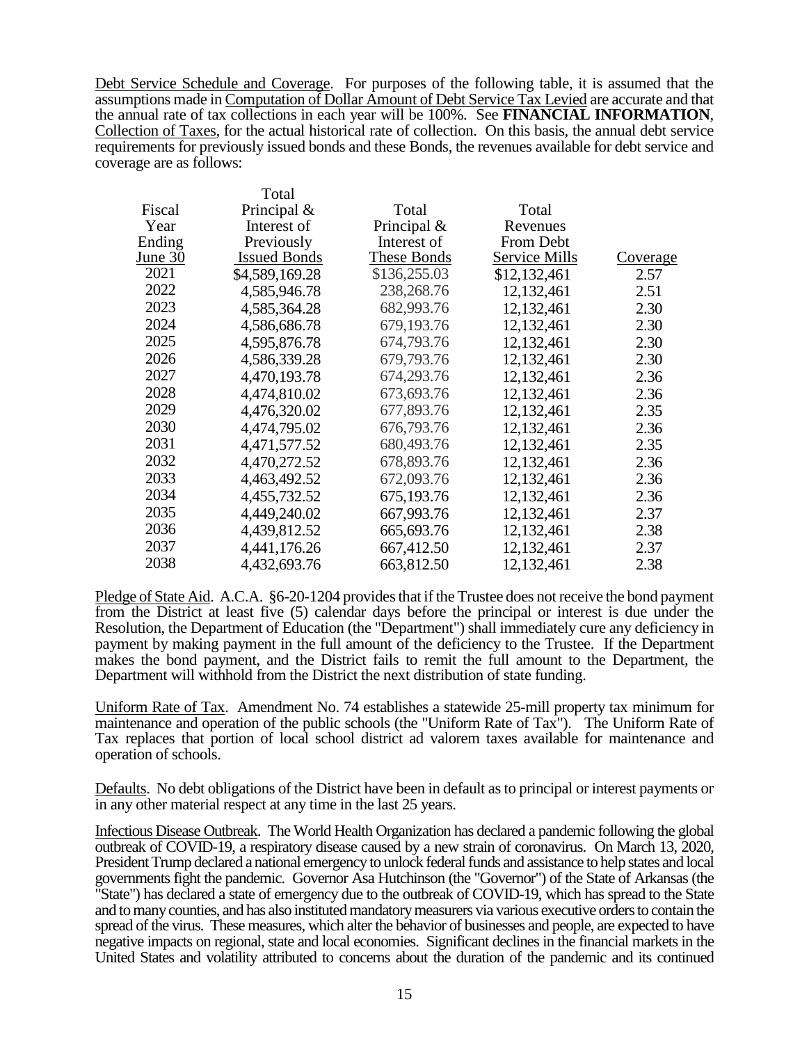Debt Service Schedule and Coverage. For purposes of the following table, it is assumed that the assumptions made in Computation of Dollar Amount of Debt Service Tax Levied are accurate and that the annual rate of tax collections in each year will be 100%. See **FINANCIAL INFORMATION**, Collection of Taxes, for the actual historical rate of collection. On this basis, the annual debt service requirements for previously issued bonds and these Bonds, the revenues available for debt service and coverage are as follows:

| Fiscal Year Ending June 30 | Total Principal & Interest of Previously Issued Bonds | Total Principal & Interest of These Bonds | Total Revenues From Debt Service Mills | Coverage |
|---|---|---|---|---|
| 2021 | $4,589,169.28 | $136,255.03 | $12,132,461 | 2.57 |
| 2022 | 4,585,946.78 | 238,268.76 | 12,132,461 | 2.51 |
| 2023 | 4,585,364.28 | 682,993.76 | 12,132,461 | 2.30 |
| 2024 | 4,586,686.78 | 679,193.76 | 12,132,461 | 2.30 |
| 2025 | 4,595,876.78 | 674,793.76 | 12,132,461 | 2.30 |
| 2026 | 4,586,339.28 | 679,793.76 | 12,132,461 | 2.30 |
| 2027 | 4,470,193.78 | 674,293.76 | 12,132,461 | 2.36 |
| 2028 | 4,474,810.02 | 673,693.76 | 12,132,461 | 2.36 |
| 2029 | 4,476,320.02 | 677,893.76 | 12,132,461 | 2.35 |
| 2030 | 4,474,795.02 | 676,793.76 | 12,132,461 | 2.36 |
| 2031 | 4,471,577.52 | 680,493.76 | 12,132,461 | 2.35 |
| 2032 | 4,470,272.52 | 678,893.76 | 12,132,461 | 2.36 |
| 2033 | 4,463,492.52 | 672,093.76 | 12,132,461 | 2.36 |
| 2034 | 4,455,732.52 | 675,193.76 | 12,132,461 | 2.36 |
| 2035 | 4,449,240.02 | 667,993.76 | 12,132,461 | 2.37 |
| 2036 | 4,439,812.52 | 665,693.76 | 12,132,461 | 2.38 |
| 2037 | 4,441,176.26 | 667,412.50 | 12,132,461 | 2.37 |
| 2038 | 4,432,693.76 | 663,812.50 | 12,132,461 | 2.38 |

Pledge of State Aid. A.C.A. §6-20-1204 provides that if the Trustee does not receive the bond payment from the District at least five (5) calendar days before the principal or interest is due under the Resolution, the Department of Education (the "Department") shall immediately cure any deficiency in payment by making payment in the full amount of the deficiency to the Trustee. If the Department makes the bond payment, and the District fails to remit the full amount to the Department, the Department will withhold from the District the next distribution of state funding.

Uniform Rate of Tax. Amendment No. 74 establishes a statewide 25-mill property tax minimum for maintenance and operation of the public schools (the "Uniform Rate of Tax"). The Uniform Rate of Tax replaces that portion of local school district ad valorem taxes available for maintenance and operation of schools.

Defaults. No debt obligations of the District have been in default as to principal or interest payments or in any other material respect at any time in the last 25 years.

Infectious Disease Outbreak. The World Health Organization has declared a pandemic following the global outbreak of COVID-19, a respiratory disease caused by a new strain of coronavirus. On March 13, 2020, President Trump declared a national emergency to unlock federal funds and assistance to help states and local governments fight the pandemic. Governor Asa Hutchinson (the "Governor") of the State of Arkansas (the "State") has declared a state of emergency due to the outbreak of COVID-19, which has spread to the State and to many counties, and has also instituted mandatory measurers via various executive orders to contain the spread of the virus. These measures, which alter the behavior of businesses and people, are expected to have negative impacts on regional, state and local economies. Significant declines in the financial markets in the United States and volatility attributed to concerns about the duration of the pandemic and its continued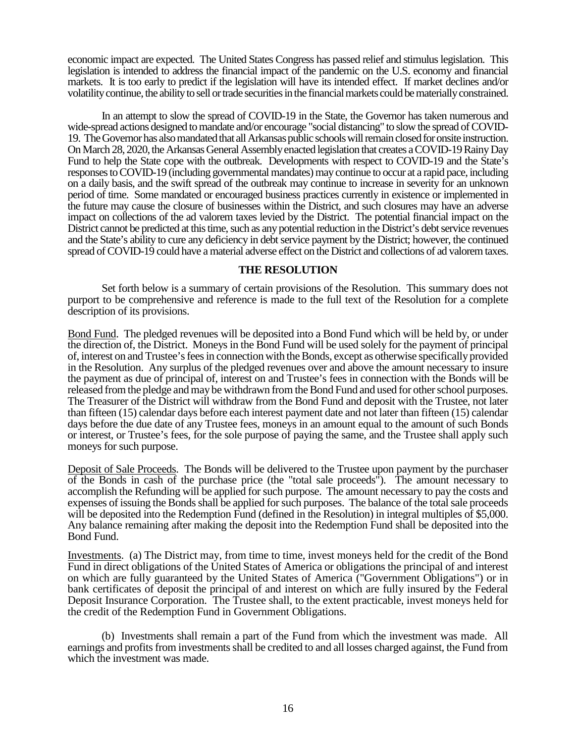economic impact are expected. The United States Congress has passed relief and stimulus legislation. This legislation is intended to address the financial impact of the pandemic on the U.S. economy and financial markets. It is too early to predict if the legislation will have its intended effect. If market declines and/or volatility continue, the ability to sell or trade securities in the financial markets could be materially constrained.

In an attempt to slow the spread of COVID-19 in the State, the Governor has taken numerous and wide-spread actions designed to mandate and/or encourage "social distancing" to slow the spread of COVID-19. The Governor has also mandated that all Arkansas public schools will remain closed for onsite instruction. On March 28, 2020, the Arkansas General Assembly enacted legislation that creates a COVID-19 Rainy Day Fund to help the State cope with the outbreak. Developments with respect to COVID-19 and the State's responses to COVID-19 (including governmental mandates) may continue to occur at a rapid pace, including on a daily basis, and the swift spread of the outbreak may continue to increase in severity for an unknown period of time. Some mandated or encouraged business practices currently in existence or implemented in the future may cause the closure of businesses within the District, and such closures may have an adverse impact on collections of the ad valorem taxes levied by the District. The potential financial impact on the District cannot be predicted at this time, such as any potential reduction in the District's debt service revenues and the State's ability to cure any deficiency in debt service payment by the District; however, the continued spread of COVID-19 could have a material adverse effect on the District and collections of ad valorem taxes.

## THE RESOLUTION

Set forth below is a summary of certain provisions of the Resolution. This summary does not purport to be comprehensive and reference is made to the full text of the Resolution for a complete description of its provisions.

Bond Fund. The pledged revenues will be deposited into a Bond Fund which will be held by, or under the direction of, the District. Moneys in the Bond Fund will be used solely for the payment of principal of, interest on and Trustee's fees in connection with the Bonds, except as otherwise specifically provided in the Resolution. Any surplus of the pledged revenues over and above the amount necessary to insure the payment as due of principal of, interest on and Trustee's fees in connection with the Bonds will be released from the pledge and may be withdrawn from the Bond Fund and used for other school purposes. The Treasurer of the District will withdraw from the Bond Fund and deposit with the Trustee, not later than fifteen (15) calendar days before each interest payment date and not later than fifteen (15) calendar days before the due date of any Trustee fees, moneys in an amount equal to the amount of such Bonds or interest, or Trustee's fees, for the sole purpose of paying the same, and the Trustee shall apply such moneys for such purpose.

Deposit of Sale Proceeds. The Bonds will be delivered to the Trustee upon payment by the purchaser of the Bonds in cash of the purchase price (the "total sale proceeds"). The amount necessary to accomplish the Refunding will be applied for such purpose. The amount necessary to pay the costs and expenses of issuing the Bonds shall be applied for such purposes. The balance of the total sale proceeds will be deposited into the Redemption Fund (defined in the Resolution) in integral multiples of $5,000. Any balance remaining after making the deposit into the Redemption Fund shall be deposited into the Bond Fund.

Investments. (a) The District may, from time to time, invest moneys held for the credit of the Bond Fund in direct obligations of the United States of America or obligations the principal of and interest on which are fully guaranteed by the United States of America ("Government Obligations") or in bank certificates of deposit the principal of and interest on which are fully insured by the Federal Deposit Insurance Corporation. The Trustee shall, to the extent practicable, invest moneys held for the credit of the Redemption Fund in Government Obligations.

(b) Investments shall remain a part of the Fund from which the investment was made. All earnings and profits from investments shall be credited to and all losses charged against, the Fund from which the investment was made.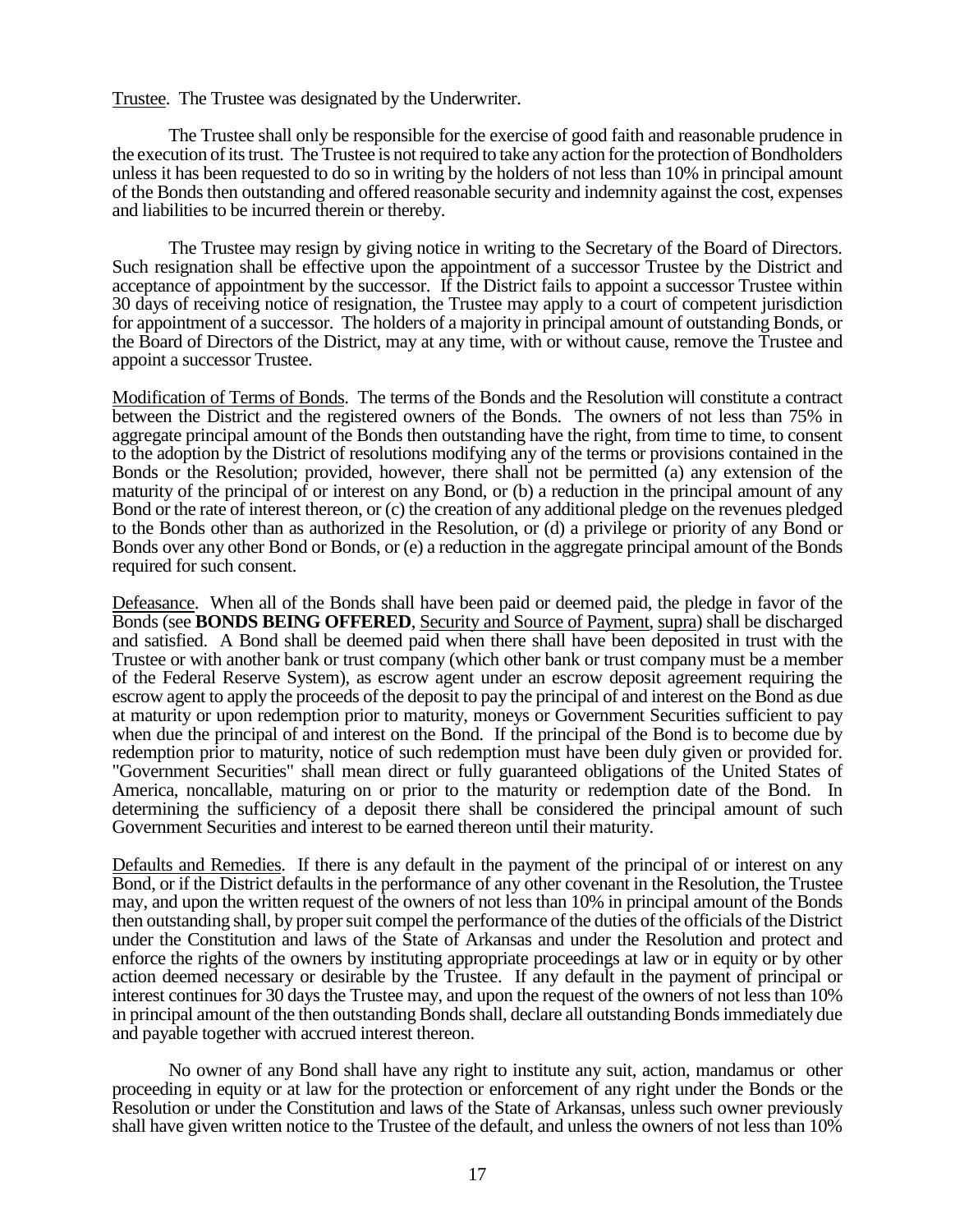Trustee. The Trustee was designated by the Underwriter.

The Trustee shall only be responsible for the exercise of good faith and reasonable prudence in the execution of its trust. The Trustee is not required to take any action for the protection of Bondholders unless it has been requested to do so in writing by the holders of not less than 10% in principal amount of the Bonds then outstanding and offered reasonable security and indemnity against the cost, expenses and liabilities to be incurred therein or thereby.

The Trustee may resign by giving notice in writing to the Secretary of the Board of Directors. Such resignation shall be effective upon the appointment of a successor Trustee by the District and acceptance of appointment by the successor. If the District fails to appoint a successor Trustee within 30 days of receiving notice of resignation, the Trustee may apply to a court of competent jurisdiction for appointment of a successor. The holders of a majority in principal amount of outstanding Bonds, or the Board of Directors of the District, may at any time, with or without cause, remove the Trustee and appoint a successor Trustee.

Modification of Terms of Bonds. The terms of the Bonds and the Resolution will constitute a contract between the District and the registered owners of the Bonds. The owners of not less than 75% in aggregate principal amount of the Bonds then outstanding have the right, from time to time, to consent to the adoption by the District of resolutions modifying any of the terms or provisions contained in the Bonds or the Resolution; provided, however, there shall not be permitted (a) any extension of the maturity of the principal of or interest on any Bond, or (b) a reduction in the principal amount of any Bond or the rate of interest thereon, or (c) the creation of any additional pledge on the revenues pledged to the Bonds other than as authorized in the Resolution, or (d) a privilege or priority of any Bond or Bonds over any other Bond or Bonds, or (e) a reduction in the aggregate principal amount of the Bonds required for such consent.

Defeasance. When all of the Bonds shall have been paid or deemed paid, the pledge in favor of the Bonds (see **BONDS BEING OFFERED**, Security and Source of Payment, supra) shall be discharged and satisfied. A Bond shall be deemed paid when there shall have been deposited in trust with the Trustee or with another bank or trust company (which other bank or trust company must be a member of the Federal Reserve System), as escrow agent under an escrow deposit agreement requiring the escrow agent to apply the proceeds of the deposit to pay the principal of and interest on the Bond as due at maturity or upon redemption prior to maturity, moneys or Government Securities sufficient to pay when due the principal of and interest on the Bond. If the principal of the Bond is to become due by redemption prior to maturity, notice of such redemption must have been duly given or provided for. "Government Securities" shall mean direct or fully guaranteed obligations of the United States of America, noncallable, maturing on or prior to the maturity or redemption date of the Bond. In determining the sufficiency of a deposit there shall be considered the principal amount of such Government Securities and interest to be earned thereon until their maturity.

Defaults and Remedies. If there is any default in the payment of the principal of or interest on any Bond, or if the District defaults in the performance of any other covenant in the Resolution, the Trustee may, and upon the written request of the owners of not less than 10% in principal amount of the Bonds then outstanding shall, by proper suit compel the performance of the duties of the officials of the District under the Constitution and laws of the State of Arkansas and under the Resolution and protect and enforce the rights of the owners by instituting appropriate proceedings at law or in equity or by other action deemed necessary or desirable by the Trustee. If any default in the payment of principal or interest continues for 30 days the Trustee may, and upon the request of the owners of not less than 10% in principal amount of the then outstanding Bonds shall, declare all outstanding Bonds immediately due and payable together with accrued interest thereon.

No owner of any Bond shall have any right to institute any suit, action, mandamus or other proceeding in equity or at law for the protection or enforcement of any right under the Bonds or the Resolution or under the Constitution and laws of the State of Arkansas, unless such owner previously shall have given written notice to the Trustee of the default, and unless the owners of not less than 10%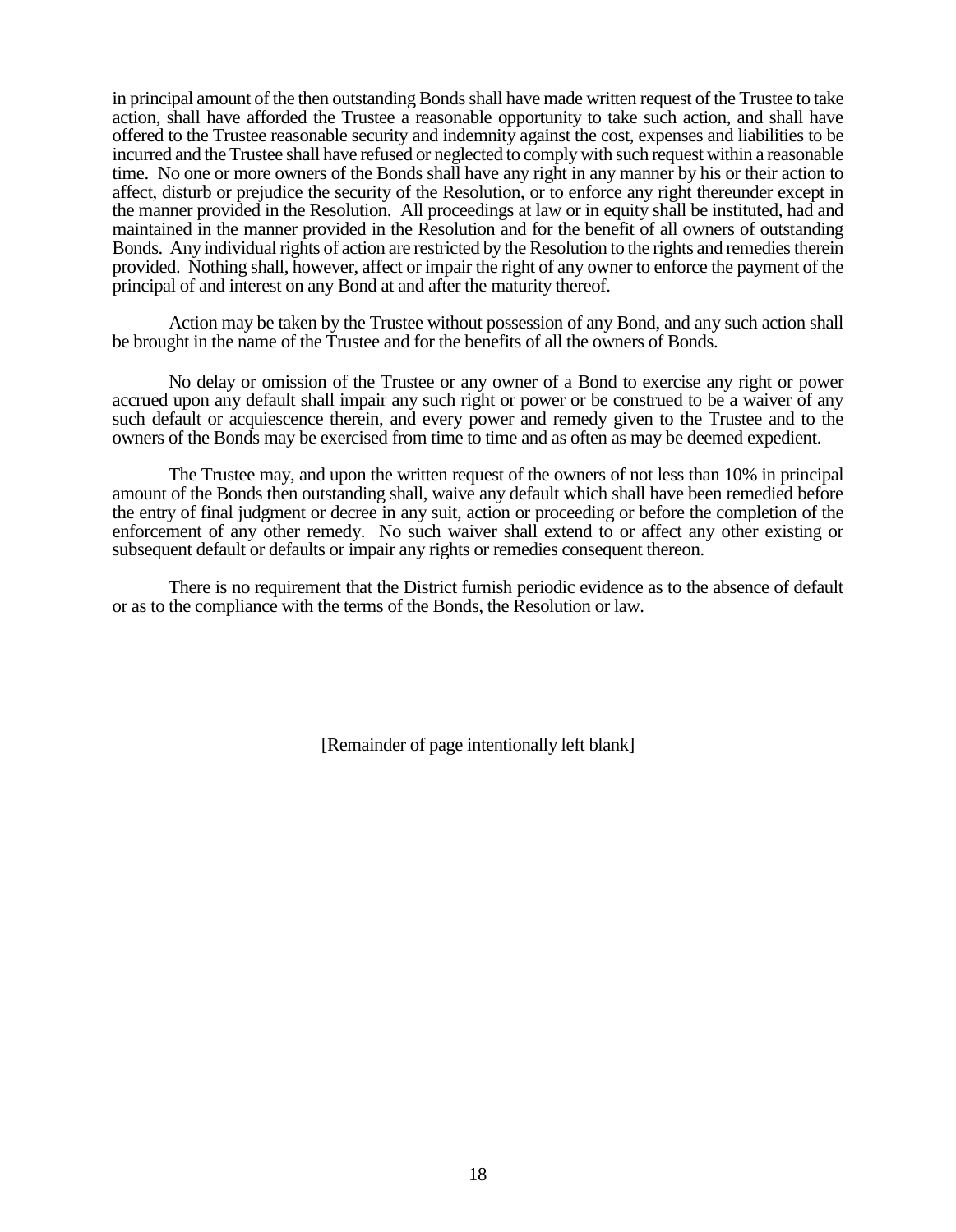in principal amount of the then outstanding Bonds shall have made written request of the Trustee to take action, shall have afforded the Trustee a reasonable opportunity to take such action, and shall have offered to the Trustee reasonable security and indemnity against the cost, expenses and liabilities to be incurred and the Trustee shall have refused or neglected to comply with such request within a reasonable time. No one or more owners of the Bonds shall have any right in any manner by his or their action to affect, disturb or prejudice the security of the Resolution, or to enforce any right thereunder except in the manner provided in the Resolution. All proceedings at law or in equity shall be instituted, had and maintained in the manner provided in the Resolution and for the benefit of all owners of outstanding Bonds. Any individual rights of action are restricted by the Resolution to the rights and remedies therein provided. Nothing shall, however, affect or impair the right of any owner to enforce the payment of the principal of and interest on any Bond at and after the maturity thereof.

Action may be taken by the Trustee without possession of any Bond, and any such action shall be brought in the name of the Trustee and for the benefits of all the owners of Bonds.

No delay or omission of the Trustee or any owner of a Bond to exercise any right or power accrued upon any default shall impair any such right or power or be construed to be a waiver of any such default or acquiescence therein, and every power and remedy given to the Trustee and to the owners of the Bonds may be exercised from time to time and as often as may be deemed expedient.

The Trustee may, and upon the written request of the owners of not less than 10% in principal amount of the Bonds then outstanding shall, waive any default which shall have been remedied before the entry of final judgment or decree in any suit, action or proceeding or before the completion of the enforcement of any other remedy. No such waiver shall extend to or affect any other existing or subsequent default or defaults or impair any rights or remedies consequent thereon.

There is no requirement that the District furnish periodic evidence as to the absence of default or as to the compliance with the terms of the Bonds, the Resolution or law.

[Remainder of page intentionally left blank]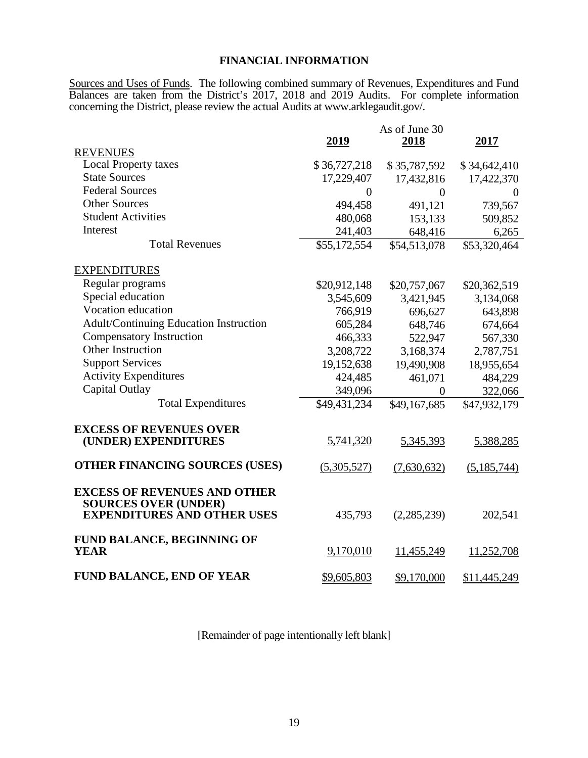# FINANCIAL INFORMATION

Sources and Uses of Funds. The following combined summary of Revenues, Expenditures and Fund Balances are taken from the District's 2017, 2018 and 2019 Audits. For complete information concerning the District, please review the actual Audits at www.arklegaudit.gov/.

| | As of June 30 | | |
|---|---|---|---|
| | **2019** | **2018** | **2017** |
| REVENUES | | | |
| Local Property taxes | $ 36,727,218 | $ 35,787,592 | $ 34,642,410 |
| State Sources | 17,229,407 | 17,432,816 | 17,422,370 |
| Federal Sources | 0 | 0 | 0 |
| Other Sources | 494,458 | 491,121 | 739,567 |
| Student Activities | 480,068 | 153,133 | 509,852 |
| Interest | 241,403 | 648,416 | 6,265 |
| Total Revenues | $55,172,554 | $54,513,078 | $53,320,464 |
| EXPENDITURES | | | |
| Regular programs | $20,912,148 | $20,757,067 | $20,362,519 |
| Special education | 3,545,609 | 3,421,945 | 3,134,068 |
| Vocation education | 766,919 | 696,627 | 643,898 |
| Adult/Continuing Education Instruction | 605,284 | 648,746 | 674,664 |
| Compensatory Instruction | 466,333 | 522,947 | 567,330 |
| Other Instruction | 3,208,722 | 3,168,374 | 2,787,751 |
| Support Services | 19,152,638 | 19,490,908 | 18,955,654 |
| Activity Expenditures | 424,485 | 461,071 | 484,229 |
| Capital Outlay | 349,096 | 0 | 322,066 |
| Total Expenditures | $49,431,234 | $49,167,685 | $47,932,179 |
| **EXCESS OF REVENUES OVER (UNDER) EXPENDITURES** | 5,741,320 | 5,345,393 | 5,388,285 |
| **OTHER FINANCING SOURCES (USES)** | (5,305,527) | (7,630,632) | (5,185,744) |
| **EXCESS OF REVENUES AND OTHER SOURCES OVER (UNDER) EXPENDITURES AND OTHER USES** | 435,793 | (2,285,239) | 202,541 |
| **FUND BALANCE, BEGINNING OF YEAR** | 9,170,010 | 11,455,249 | 11,252,708 |
| **FUND BALANCE, END OF YEAR** | $9,605,803 | $9,170,000 | $11,445,249 |

[Remainder of page intentionally left blank]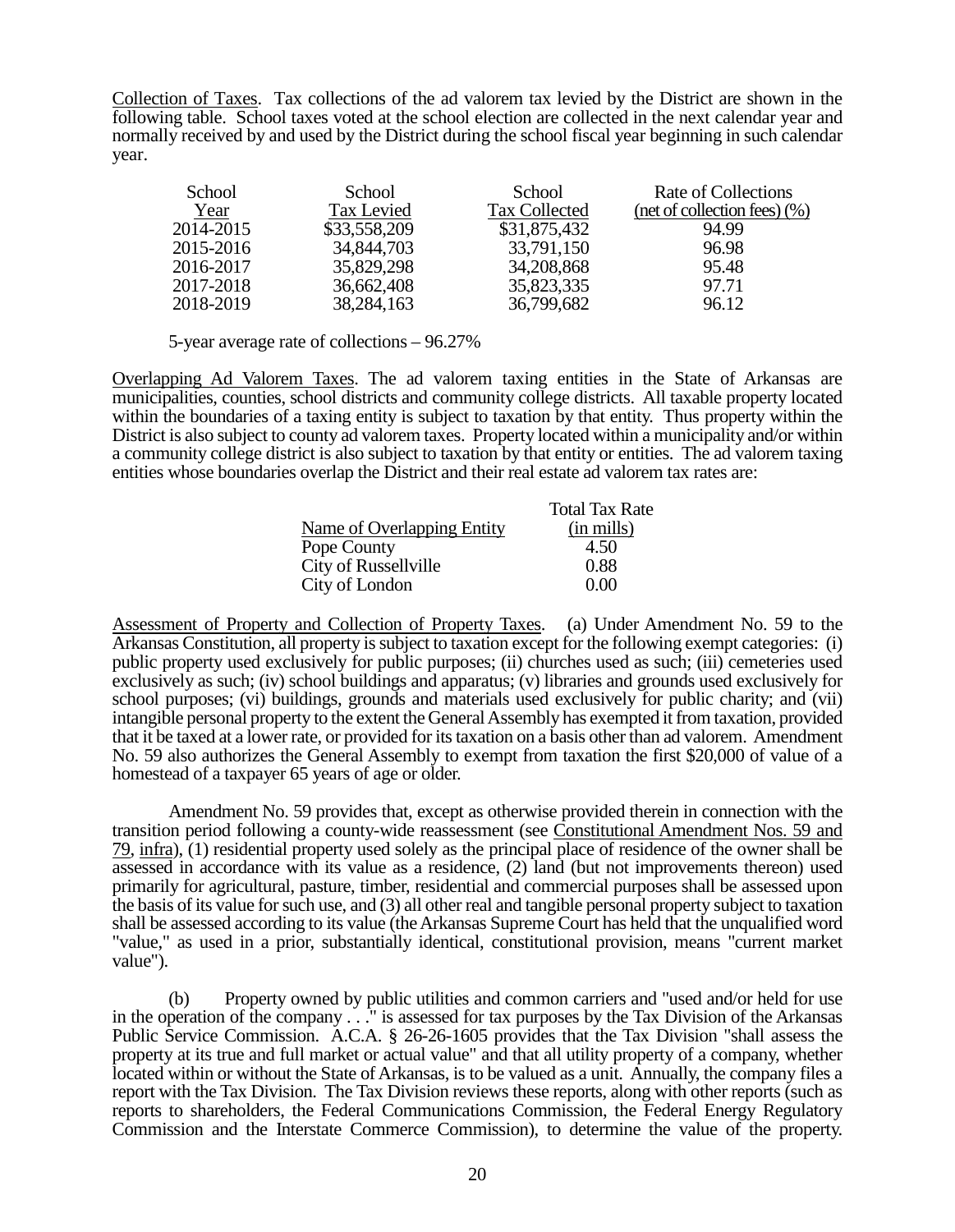Collection of Taxes. Tax collections of the ad valorem tax levied by the District are shown in the following table. School taxes voted at the school election are collected in the next calendar year and normally received by and used by the District during the school fiscal year beginning in such calendar year.

| School Year | School Tax Levied | School Tax Collected | Rate of Collections (net of collection fees) (%) |
|---|---|---|---|
| 2014-2015 | $33,558,209 | $31,875,432 | 94.99 |
| 2015-2016 | 34,844,703 | 33,791,150 | 96.98 |
| 2016-2017 | 35,829,298 | 34,208,868 | 95.48 |
| 2017-2018 | 36,662,408 | 35,823,335 | 97.71 |
| 2018-2019 | 38,284,163 | 36,799,682 | 96.12 |

5-year average rate of collections – 96.27%

Overlapping Ad Valorem Taxes. The ad valorem taxing entities in the State of Arkansas are municipalities, counties, school districts and community college districts. All taxable property located within the boundaries of a taxing entity is subject to taxation by that entity. Thus property within the District is also subject to county ad valorem taxes. Property located within a municipality and/or within a community college district is also subject to taxation by that entity or entities. The ad valorem taxing entities whose boundaries overlap the District and their real estate ad valorem tax rates are:

| Name of Overlapping Entity | Total Tax Rate (in mills) |
|---|---|
| Pope County | 4.50 |
| City of Russellville | 0.88 |
| City of London | 0.00 |

Assessment of Property and Collection of Property Taxes. (a) Under Amendment No. 59 to the Arkansas Constitution, all property is subject to taxation except for the following exempt categories: (i) public property used exclusively for public purposes; (ii) churches used as such; (iii) cemeteries used exclusively as such; (iv) school buildings and apparatus; (v) libraries and grounds used exclusively for school purposes; (vi) buildings, grounds and materials used exclusively for public charity; and (vii) intangible personal property to the extent the General Assembly has exempted it from taxation, provided that it be taxed at a lower rate, or provided for its taxation on a basis other than ad valorem. Amendment No. 59 also authorizes the General Assembly to exempt from taxation the first $20,000 of value of a homestead of a taxpayer 65 years of age or older.

Amendment No. 59 provides that, except as otherwise provided therein in connection with the transition period following a county-wide reassessment (see Constitutional Amendment Nos. 59 and 79, infra), (1) residential property used solely as the principal place of residence of the owner shall be assessed in accordance with its value as a residence, (2) land (but not improvements thereon) used primarily for agricultural, pasture, timber, residential and commercial purposes shall be assessed upon the basis of its value for such use, and (3) all other real and tangible personal property subject to taxation shall be assessed according to its value (the Arkansas Supreme Court has held that the unqualified word "value," as used in a prior, substantially identical, constitutional provision, means "current market value").

(b) Property owned by public utilities and common carriers and "used and/or held for use in the operation of the company . . ." is assessed for tax purposes by the Tax Division of the Arkansas Public Service Commission. A.C.A. § 26-26-1605 provides that the Tax Division "shall assess the property at its true and full market or actual value" and that all utility property of a company, whether located within or without the State of Arkansas, is to be valued as a unit. Annually, the company files a report with the Tax Division. The Tax Division reviews these reports, along with other reports (such as reports to shareholders, the Federal Communications Commission, the Federal Energy Regulatory Commission and the Interstate Commerce Commission), to determine the value of the property.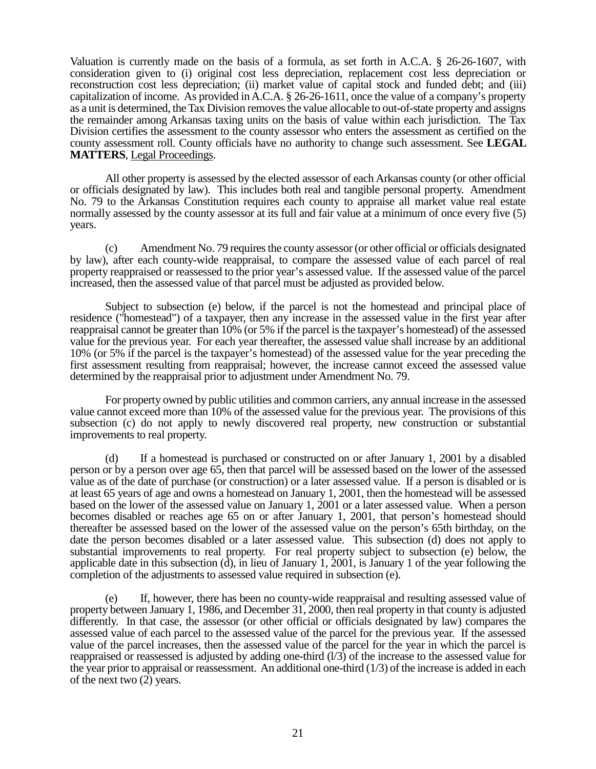Valuation is currently made on the basis of a formula, as set forth in A.C.A. § 26-26-1607, with consideration given to (i) original cost less depreciation, replacement cost less depreciation or reconstruction cost less depreciation; (ii) market value of capital stock and funded debt; and (iii) capitalization of income. As provided in A.C.A. § 26-26-1611, once the value of a company's property as a unit is determined, the Tax Division removes the value allocable to out-of-state property and assigns the remainder among Arkansas taxing units on the basis of value within each jurisdiction. The Tax Division certifies the assessment to the county assessor who enters the assessment as certified on the county assessment roll. County officials have no authority to change such assessment. See **LEGAL MATTERS**, Legal Proceedings.

All other property is assessed by the elected assessor of each Arkansas county (or other official or officials designated by law). This includes both real and tangible personal property. Amendment No. 79 to the Arkansas Constitution requires each county to appraise all market value real estate normally assessed by the county assessor at its full and fair value at a minimum of once every five (5) years.

(c) Amendment No. 79 requires the county assessor (or other official or officials designated by law), after each county-wide reappraisal, to compare the assessed value of each parcel of real property reappraised or reassessed to the prior year's assessed value. If the assessed value of the parcel increased, then the assessed value of that parcel must be adjusted as provided below.

Subject to subsection (e) below, if the parcel is not the homestead and principal place of residence ("homestead") of a taxpayer, then any increase in the assessed value in the first year after reappraisal cannot be greater than 10% (or 5% if the parcel is the taxpayer's homestead) of the assessed value for the previous year. For each year thereafter, the assessed value shall increase by an additional 10% (or 5% if the parcel is the taxpayer's homestead) of the assessed value for the year preceding the first assessment resulting from reappraisal; however, the increase cannot exceed the assessed value determined by the reappraisal prior to adjustment under Amendment No. 79.

For property owned by public utilities and common carriers, any annual increase in the assessed value cannot exceed more than 10% of the assessed value for the previous year. The provisions of this subsection (c) do not apply to newly discovered real property, new construction or substantial improvements to real property.

(d) If a homestead is purchased or constructed on or after January 1, 2001 by a disabled person or by a person over age 65, then that parcel will be assessed based on the lower of the assessed value as of the date of purchase (or construction) or a later assessed value. If a person is disabled or is at least 65 years of age and owns a homestead on January 1, 2001, then the homestead will be assessed based on the lower of the assessed value on January 1, 2001 or a later assessed value. When a person becomes disabled or reaches age 65 on or after January 1, 2001, that person's homestead should thereafter be assessed based on the lower of the assessed value on the person's 65th birthday, on the date the person becomes disabled or a later assessed value. This subsection (d) does not apply to substantial improvements to real property. For real property subject to subsection (e) below, the applicable date in this subsection (d), in lieu of January 1, 2001, is January 1 of the year following the completion of the adjustments to assessed value required in subsection (e).

(e) If, however, there has been no county-wide reappraisal and resulting assessed value of property between January 1, 1986, and December 31, 2000, then real property in that county is adjusted differently. In that case, the assessor (or other official or officials designated by law) compares the assessed value of each parcel to the assessed value of the parcel for the previous year. If the assessed value of the parcel increases, then the assessed value of the parcel for the year in which the parcel is reappraised or reassessed is adjusted by adding one-third (l/3) of the increase to the assessed value for the year prior to appraisal or reassessment. An additional one-third (1/3) of the increase is added in each of the next two (2) years.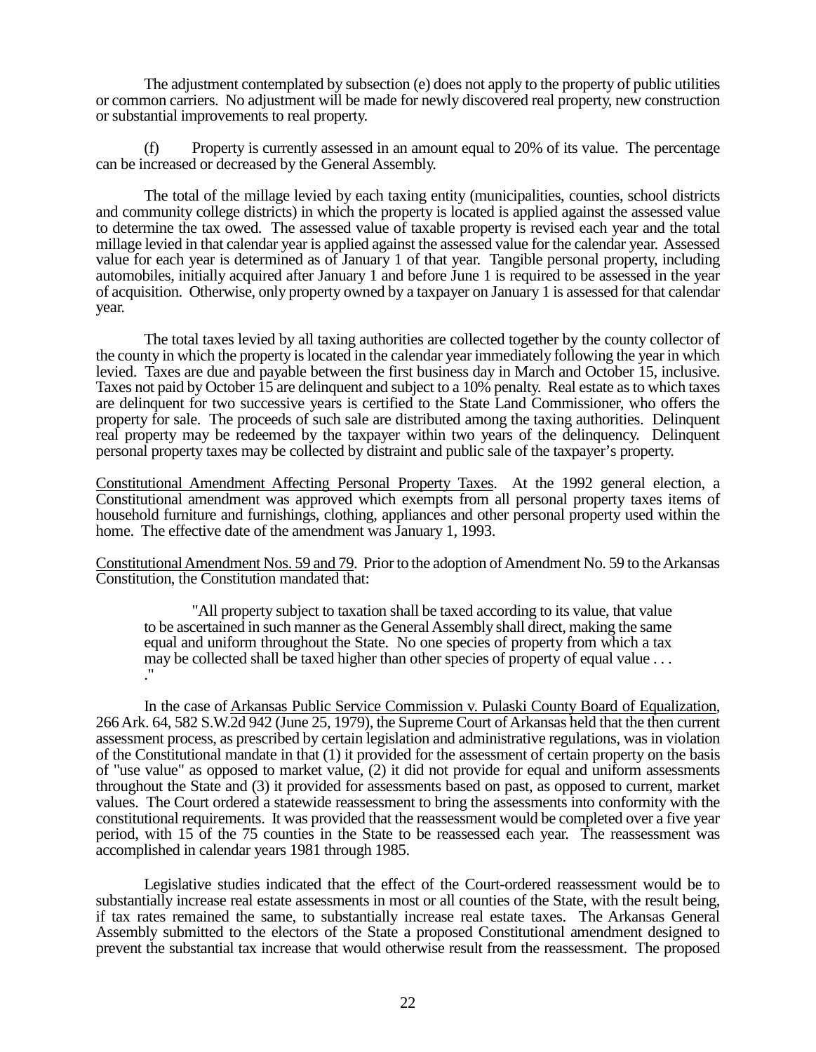The adjustment contemplated by subsection (e) does not apply to the property of public utilities or common carriers. No adjustment will be made for newly discovered real property, new construction or substantial improvements to real property.

(f) Property is currently assessed in an amount equal to 20% of its value. The percentage can be increased or decreased by the General Assembly.

The total of the millage levied by each taxing entity (municipalities, counties, school districts and community college districts) in which the property is located is applied against the assessed value to determine the tax owed. The assessed value of taxable property is revised each year and the total millage levied in that calendar year is applied against the assessed value for the calendar year. Assessed value for each year is determined as of January 1 of that year. Tangible personal property, including automobiles, initially acquired after January 1 and before June 1 is required to be assessed in the year of acquisition. Otherwise, only property owned by a taxpayer on January 1 is assessed for that calendar year.

The total taxes levied by all taxing authorities are collected together by the county collector of the county in which the property is located in the calendar year immediately following the year in which levied. Taxes are due and payable between the first business day in March and October 15, inclusive. Taxes not paid by October 15 are delinquent and subject to a 10% penalty. Real estate as to which taxes are delinquent for two successive years is certified to the State Land Commissioner, who offers the property for sale. The proceeds of such sale are distributed among the taxing authorities. Delinquent real property may be redeemed by the taxpayer within two years of the delinquency. Delinquent personal property taxes may be collected by distraint and public sale of the taxpayer's property.

Constitutional Amendment Affecting Personal Property Taxes. At the 1992 general election, a Constitutional amendment was approved which exempts from all personal property taxes items of household furniture and furnishings, clothing, appliances and other personal property used within the home. The effective date of the amendment was January 1, 1993.

Constitutional Amendment Nos. 59 and 79. Prior to the adoption of Amendment No. 59 to the Arkansas Constitution, the Constitution mandated that:

> "All property subject to taxation shall be taxed according to its value, that value to be ascertained in such manner as the General Assembly shall direct, making the same equal and uniform throughout the State. No one species of property from which a tax may be collected shall be taxed higher than other species of property of equal value . . . ."

In the case of Arkansas Public Service Commission v. Pulaski County Board of Equalization, 266 Ark. 64, 582 S.W.2d 942 (June 25, 1979), the Supreme Court of Arkansas held that the then current assessment process, as prescribed by certain legislation and administrative regulations, was in violation of the Constitutional mandate in that (1) it provided for the assessment of certain property on the basis of "use value" as opposed to market value, (2) it did not provide for equal and uniform assessments throughout the State and (3) it provided for assessments based on past, as opposed to current, market values. The Court ordered a statewide reassessment to bring the assessments into conformity with the constitutional requirements. It was provided that the reassessment would be completed over a five year period, with 15 of the 75 counties in the State to be reassessed each year. The reassessment was accomplished in calendar years 1981 through 1985.

Legislative studies indicated that the effect of the Court-ordered reassessment would be to substantially increase real estate assessments in most or all counties of the State, with the result being, if tax rates remained the same, to substantially increase real estate taxes. The Arkansas General Assembly submitted to the electors of the State a proposed Constitutional amendment designed to prevent the substantial tax increase that would otherwise result from the reassessment. The proposed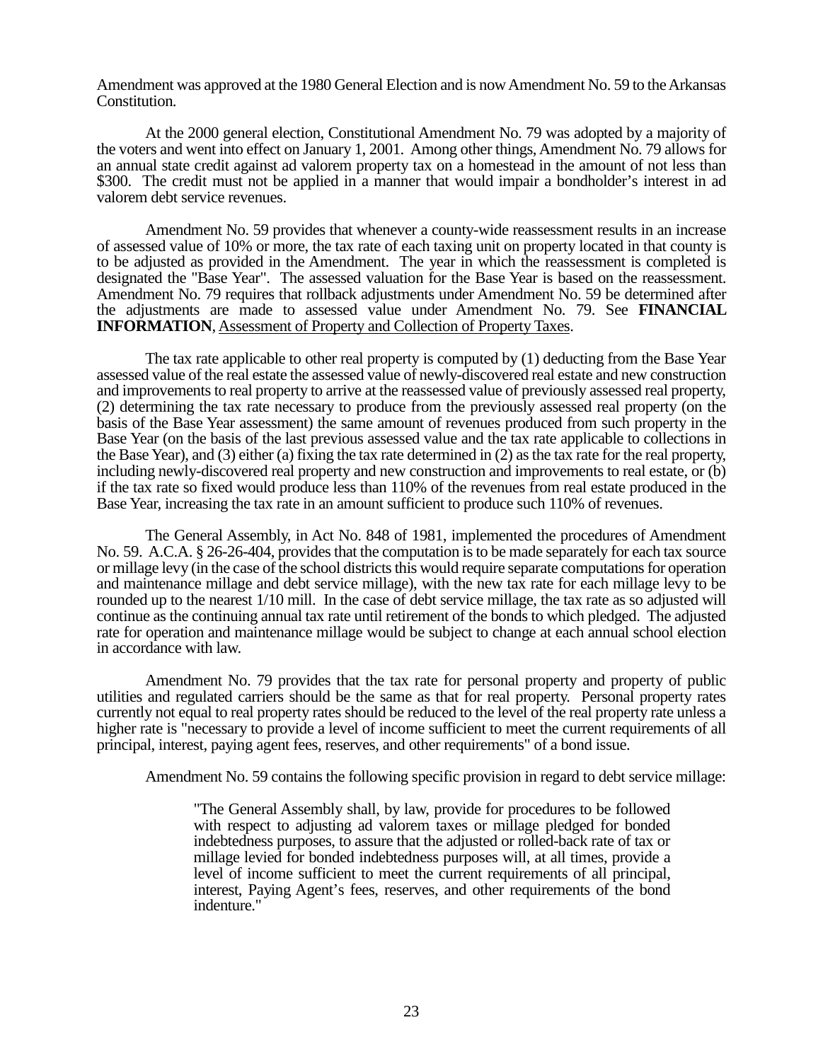Amendment was approved at the 1980 General Election and is now Amendment No. 59 to the Arkansas Constitution.

At the 2000 general election, Constitutional Amendment No. 79 was adopted by a majority of the voters and went into effect on January 1, 2001. Among other things, Amendment No. 79 allows for an annual state credit against ad valorem property tax on a homestead in the amount of not less than $300. The credit must not be applied in a manner that would impair a bondholder's interest in ad valorem debt service revenues.

Amendment No. 59 provides that whenever a county-wide reassessment results in an increase of assessed value of 10% or more, the tax rate of each taxing unit on property located in that county is to be adjusted as provided in the Amendment. The year in which the reassessment is completed is designated the "Base Year". The assessed valuation for the Base Year is based on the reassessment. Amendment No. 79 requires that rollback adjustments under Amendment No. 59 be determined after the adjustments are made to assessed value under Amendment No. 79. See **FINANCIAL INFORMATION**, Assessment of Property and Collection of Property Taxes.

The tax rate applicable to other real property is computed by (1) deducting from the Base Year assessed value of the real estate the assessed value of newly-discovered real estate and new construction and improvements to real property to arrive at the reassessed value of previously assessed real property, (2) determining the tax rate necessary to produce from the previously assessed real property (on the basis of the Base Year assessment) the same amount of revenues produced from such property in the Base Year (on the basis of the last previous assessed value and the tax rate applicable to collections in the Base Year), and (3) either (a) fixing the tax rate determined in (2) as the tax rate for the real property, including newly-discovered real property and new construction and improvements to real estate, or (b) if the tax rate so fixed would produce less than 110% of the revenues from real estate produced in the Base Year, increasing the tax rate in an amount sufficient to produce such 110% of revenues.

The General Assembly, in Act No. 848 of 1981, implemented the procedures of Amendment No. 59. A.C.A. § 26-26-404, provides that the computation is to be made separately for each tax source or millage levy (in the case of the school districts this would require separate computations for operation and maintenance millage and debt service millage), with the new tax rate for each millage levy to be rounded up to the nearest 1/10 mill. In the case of debt service millage, the tax rate as so adjusted will continue as the continuing annual tax rate until retirement of the bonds to which pledged. The adjusted rate for operation and maintenance millage would be subject to change at each annual school election in accordance with law.

Amendment No. 79 provides that the tax rate for personal property and property of public utilities and regulated carriers should be the same as that for real property. Personal property rates currently not equal to real property rates should be reduced to the level of the real property rate unless a higher rate is "necessary to provide a level of income sufficient to meet the current requirements of all principal, interest, paying agent fees, reserves, and other requirements" of a bond issue.

Amendment No. 59 contains the following specific provision in regard to debt service millage:

> "The General Assembly shall, by law, provide for procedures to be followed with respect to adjusting ad valorem taxes or millage pledged for bonded indebtedness purposes, to assure that the adjusted or rolled-back rate of tax or millage levied for bonded indebtedness purposes will, at all times, provide a level of income sufficient to meet the current requirements of all principal, interest, Paying Agent's fees, reserves, and other requirements of the bond indenture."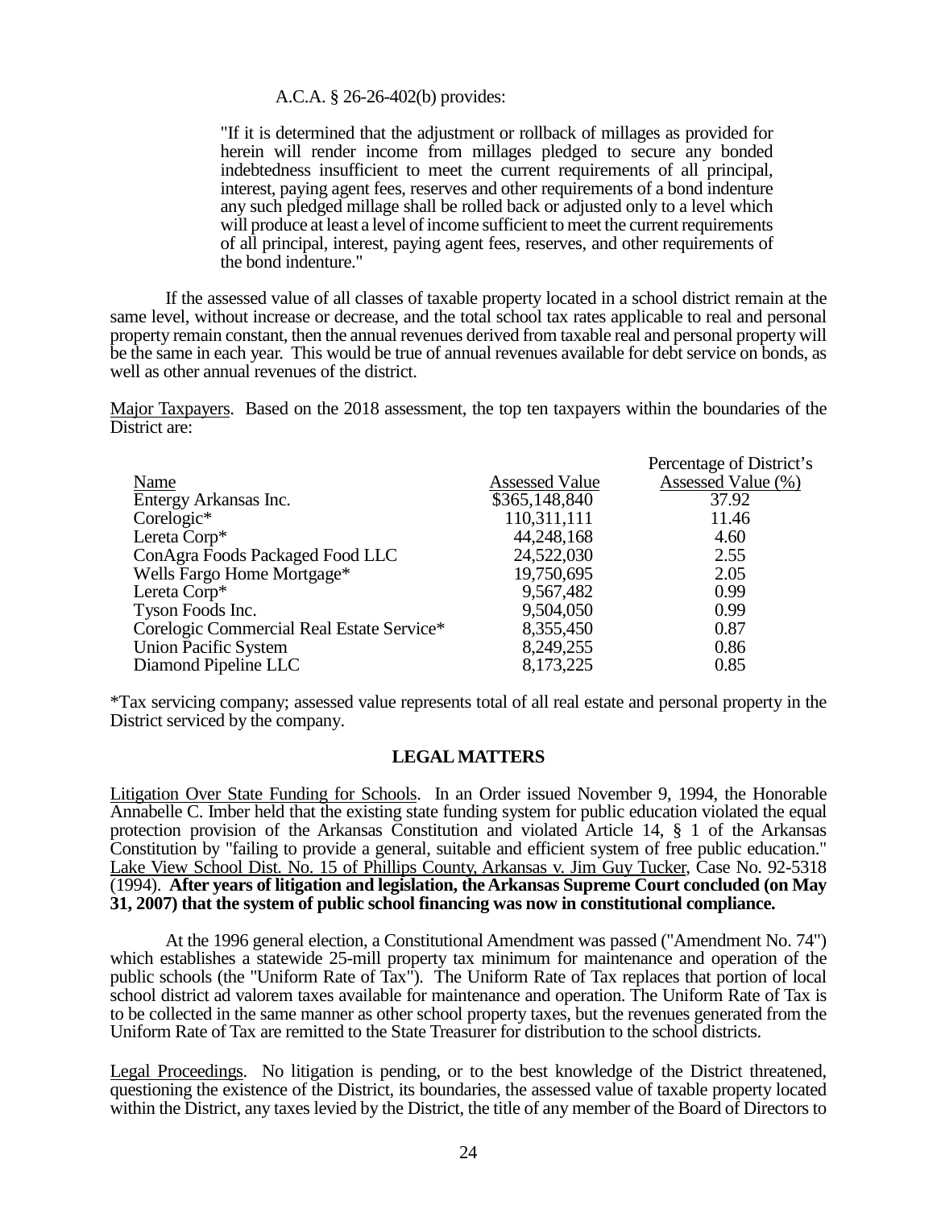A.C.A. § 26-26-402(b) provides:

> "If it is determined that the adjustment or rollback of millages as provided for herein will render income from millages pledged to secure any bonded indebtedness insufficient to meet the current requirements of all principal, interest, paying agent fees, reserves and other requirements of a bond indenture any such pledged millage shall be rolled back or adjusted only to a level which will produce at least a level of income sufficient to meet the current requirements of all principal, interest, paying agent fees, reserves, and other requirements of the bond indenture."

If the assessed value of all classes of taxable property located in a school district remain at the same level, without increase or decrease, and the total school tax rates applicable to real and personal property remain constant, then the annual revenues derived from taxable real and personal property will be the same in each year. This would be true of annual revenues available for debt service on bonds, as well as other annual revenues of the district.

Major Taxpayers. Based on the 2018 assessment, the top ten taxpayers within the boundaries of the District are:

| Name | Assessed Value | Percentage of District's Assessed Value (%) |
|---|---|---|
| Entergy Arkansas Inc. | $365,148,840 | 37.92 |
| Corelogic* | 110,311,111 | 11.46 |
| Lereta Corp* | 44,248,168 | 4.60 |
| ConAgra Foods Packaged Food LLC | 24,522,030 | 2.55 |
| Wells Fargo Home Mortgage* | 19,750,695 | 2.05 |
| Lereta Corp* | 9,567,482 | 0.99 |
| Tyson Foods Inc. | 9,504,050 | 0.99 |
| Corelogic Commercial Real Estate Service* | 8,355,450 | 0.87 |
| Union Pacific System | 8,249,255 | 0.86 |
| Diamond Pipeline LLC | 8,173,225 | 0.85 |

*Tax servicing company; assessed value represents total of all real estate and personal property in the District serviced by the company.

## LEGAL MATTERS

Litigation Over State Funding for Schools. In an Order issued November 9, 1994, the Honorable Annabelle C. Imber held that the existing state funding system for public education violated the equal protection provision of the Arkansas Constitution and violated Article 14, § 1 of the Arkansas Constitution by "failing to provide a general, suitable and efficient system of free public education." Lake View School Dist. No. 15 of Phillips County, Arkansas v. Jim Guy Tucker, Case No. 92-5318 (1994). **After years of litigation and legislation, the Arkansas Supreme Court concluded (on May 31, 2007) that the system of public school financing was now in constitutional compliance.**

At the 1996 general election, a Constitutional Amendment was passed ("Amendment No. 74") which establishes a statewide 25-mill property tax minimum for maintenance and operation of the public schools (the "Uniform Rate of Tax"). The Uniform Rate of Tax replaces that portion of local school district ad valorem taxes available for maintenance and operation. The Uniform Rate of Tax is to be collected in the same manner as other school property taxes, but the revenues generated from the Uniform Rate of Tax are remitted to the State Treasurer for distribution to the school districts.

Legal Proceedings. No litigation is pending, or to the best knowledge of the District threatened, questioning the existence of the District, its boundaries, the assessed value of taxable property located within the District, any taxes levied by the District, the title of any member of the Board of Directors to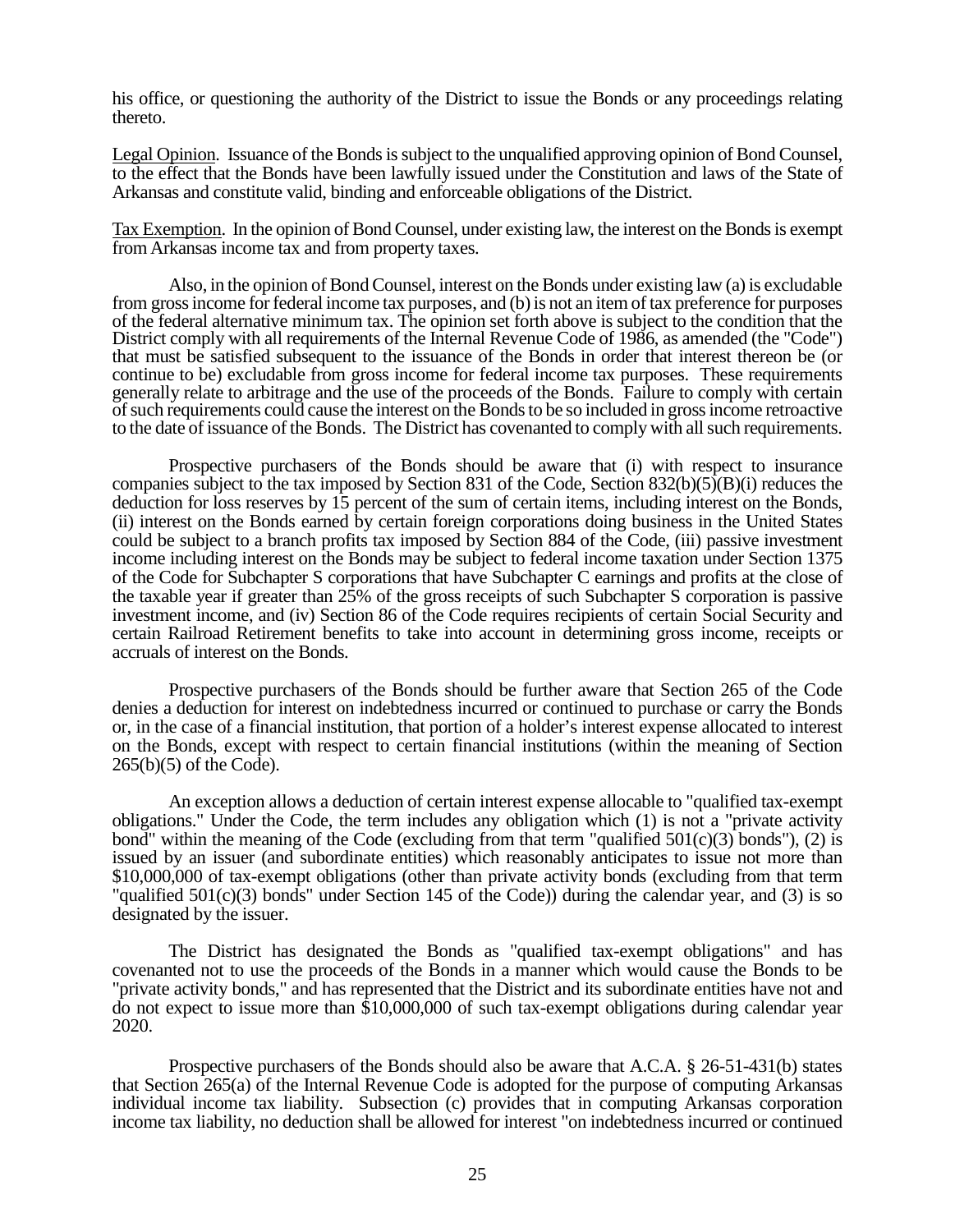his office, or questioning the authority of the District to issue the Bonds or any proceedings relating thereto.

Legal Opinion. Issuance of the Bonds is subject to the unqualified approving opinion of Bond Counsel, to the effect that the Bonds have been lawfully issued under the Constitution and laws of the State of Arkansas and constitute valid, binding and enforceable obligations of the District.

Tax Exemption. In the opinion of Bond Counsel, under existing law, the interest on the Bonds is exempt from Arkansas income tax and from property taxes.

Also, in the opinion of Bond Counsel, interest on the Bonds under existing law (a) is excludable from gross income for federal income tax purposes, and (b) is not an item of tax preference for purposes of the federal alternative minimum tax. The opinion set forth above is subject to the condition that the District comply with all requirements of the Internal Revenue Code of 1986, as amended (the "Code") that must be satisfied subsequent to the issuance of the Bonds in order that interest thereon be (or continue to be) excludable from gross income for federal income tax purposes. These requirements generally relate to arbitrage and the use of the proceeds of the Bonds. Failure to comply with certain of such requirements could cause the interest on the Bonds to be so included in gross income retroactive to the date of issuance of the Bonds. The District has covenanted to comply with all such requirements.

Prospective purchasers of the Bonds should be aware that (i) with respect to insurance companies subject to the tax imposed by Section 831 of the Code, Section 832(b)(5)(B)(i) reduces the deduction for loss reserves by 15 percent of the sum of certain items, including interest on the Bonds, (ii) interest on the Bonds earned by certain foreign corporations doing business in the United States could be subject to a branch profits tax imposed by Section 884 of the Code, (iii) passive investment income including interest on the Bonds may be subject to federal income taxation under Section 1375 of the Code for Subchapter S corporations that have Subchapter C earnings and profits at the close of the taxable year if greater than 25% of the gross receipts of such Subchapter S corporation is passive investment income, and (iv) Section 86 of the Code requires recipients of certain Social Security and certain Railroad Retirement benefits to take into account in determining gross income, receipts or accruals of interest on the Bonds.

Prospective purchasers of the Bonds should be further aware that Section 265 of the Code denies a deduction for interest on indebtedness incurred or continued to purchase or carry the Bonds or, in the case of a financial institution, that portion of a holder's interest expense allocated to interest on the Bonds, except with respect to certain financial institutions (within the meaning of Section 265(b)(5) of the Code).

An exception allows a deduction of certain interest expense allocable to "qualified tax-exempt obligations." Under the Code, the term includes any obligation which (1) is not a "private activity bond" within the meaning of the Code (excluding from that term "qualified 501(c)(3) bonds"), (2) is issued by an issuer (and subordinate entities) which reasonably anticipates to issue not more than $10,000,000 of tax-exempt obligations (other than private activity bonds (excluding from that term "qualified 501(c)(3) bonds" under Section 145 of the Code)) during the calendar year, and (3) is so designated by the issuer.

The District has designated the Bonds as "qualified tax-exempt obligations" and has covenanted not to use the proceeds of the Bonds in a manner which would cause the Bonds to be "private activity bonds," and has represented that the District and its subordinate entities have not and do not expect to issue more than $10,000,000 of such tax-exempt obligations during calendar year 2020.

Prospective purchasers of the Bonds should also be aware that A.C.A. § 26-51-431(b) states that Section 265(a) of the Internal Revenue Code is adopted for the purpose of computing Arkansas individual income tax liability. Subsection (c) provides that in computing Arkansas corporation income tax liability, no deduction shall be allowed for interest "on indebtedness incurred or continued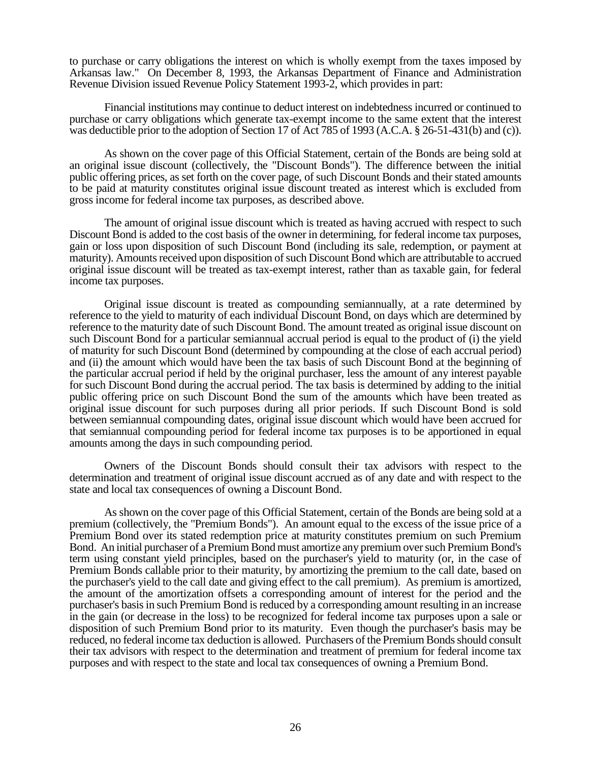to purchase or carry obligations the interest on which is wholly exempt from the taxes imposed by Arkansas law." On December 8, 1993, the Arkansas Department of Finance and Administration Revenue Division issued Revenue Policy Statement 1993-2, which provides in part:

> Financial institutions may continue to deduct interest on indebtedness incurred or continued to purchase or carry obligations which generate tax-exempt income to the same extent that the interest was deductible prior to the adoption of Section 17 of Act 785 of 1993 (A.C.A. § 26-51-431(b) and (c)).

As shown on the cover page of this Official Statement, certain of the Bonds are being sold at an original issue discount (collectively, the "Discount Bonds"). The difference between the initial public offering prices, as set forth on the cover page, of such Discount Bonds and their stated amounts to be paid at maturity constitutes original issue discount treated as interest which is excluded from gross income for federal income tax purposes, as described above.

The amount of original issue discount which is treated as having accrued with respect to such Discount Bond is added to the cost basis of the owner in determining, for federal income tax purposes, gain or loss upon disposition of such Discount Bond (including its sale, redemption, or payment at maturity). Amounts received upon disposition of such Discount Bond which are attributable to accrued original issue discount will be treated as tax-exempt interest, rather than as taxable gain, for federal income tax purposes.

Original issue discount is treated as compounding semiannually, at a rate determined by reference to the yield to maturity of each individual Discount Bond, on days which are determined by reference to the maturity date of such Discount Bond. The amount treated as original issue discount on such Discount Bond for a particular semiannual accrual period is equal to the product of (i) the yield of maturity for such Discount Bond (determined by compounding at the close of each accrual period) and (ii) the amount which would have been the tax basis of such Discount Bond at the beginning of the particular accrual period if held by the original purchaser, less the amount of any interest payable for such Discount Bond during the accrual period. The tax basis is determined by adding to the initial public offering price on such Discount Bond the sum of the amounts which have been treated as original issue discount for such purposes during all prior periods. If such Discount Bond is sold between semiannual compounding dates, original issue discount which would have been accrued for that semiannual compounding period for federal income tax purposes is to be apportioned in equal amounts among the days in such compounding period.

Owners of the Discount Bonds should consult their tax advisors with respect to the determination and treatment of original issue discount accrued as of any date and with respect to the state and local tax consequences of owning a Discount Bond.

As shown on the cover page of this Official Statement, certain of the Bonds are being sold at a premium (collectively, the "Premium Bonds"). An amount equal to the excess of the issue price of a Premium Bond over its stated redemption price at maturity constitutes premium on such Premium Bond. An initial purchaser of a Premium Bond must amortize any premium over such Premium Bond's term using constant yield principles, based on the purchaser's yield to maturity (or, in the case of Premium Bonds callable prior to their maturity, by amortizing the premium to the call date, based on the purchaser's yield to the call date and giving effect to the call premium). As premium is amortized, the amount of the amortization offsets a corresponding amount of interest for the period and the purchaser's basis in such Premium Bond is reduced by a corresponding amount resulting in an increase in the gain (or decrease in the loss) to be recognized for federal income tax purposes upon a sale or disposition of such Premium Bond prior to its maturity. Even though the purchaser's basis may be reduced, no federal income tax deduction is allowed. Purchasers of the Premium Bonds should consult their tax advisors with respect to the determination and treatment of premium for federal income tax purposes and with respect to the state and local tax consequences of owning a Premium Bond.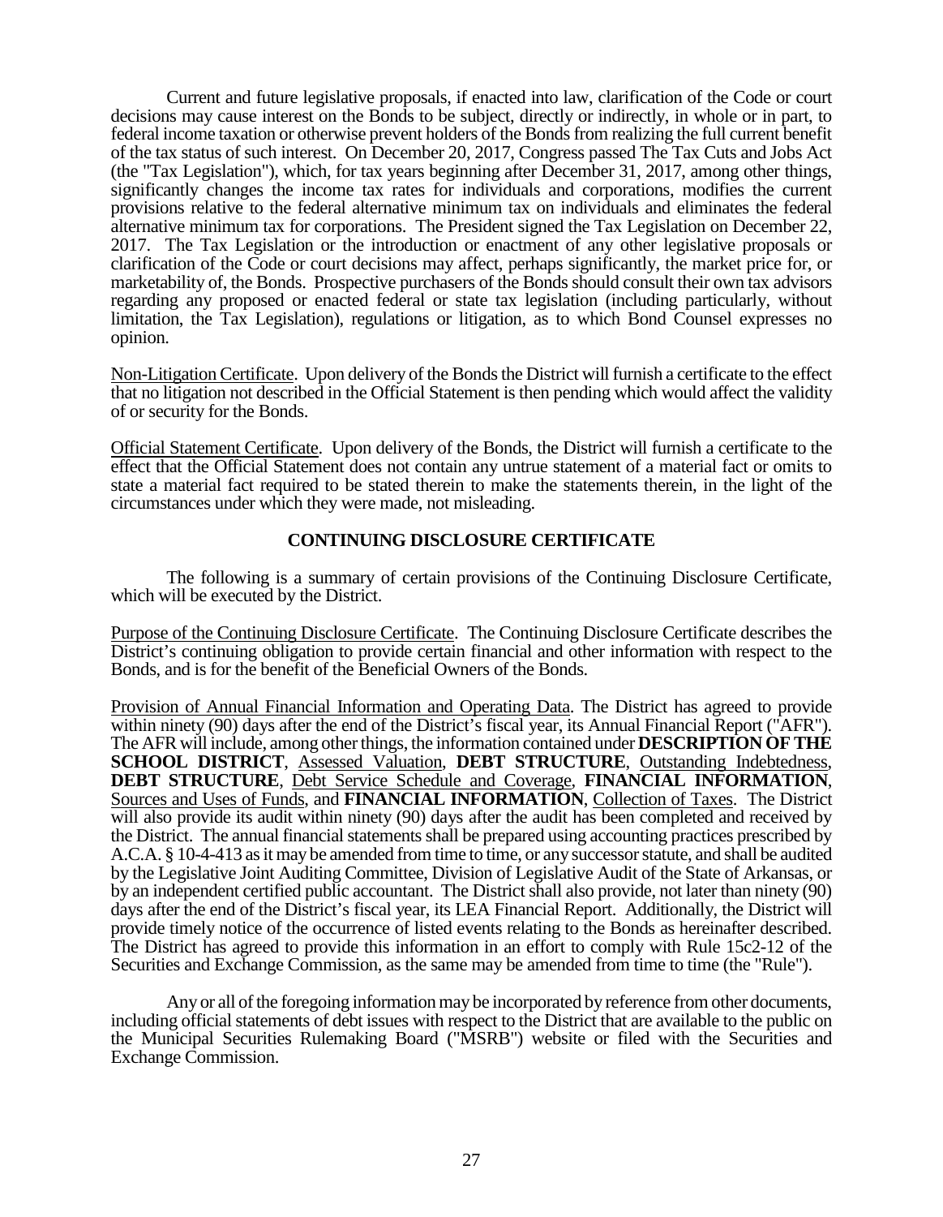Current and future legislative proposals, if enacted into law, clarification of the Code or court decisions may cause interest on the Bonds to be subject, directly or indirectly, in whole or in part, to federal income taxation or otherwise prevent holders of the Bonds from realizing the full current benefit of the tax status of such interest. On December 20, 2017, Congress passed The Tax Cuts and Jobs Act (the "Tax Legislation"), which, for tax years beginning after December 31, 2017, among other things, significantly changes the income tax rates for individuals and corporations, modifies the current provisions relative to the federal alternative minimum tax on individuals and eliminates the federal alternative minimum tax for corporations. The President signed the Tax Legislation on December 22, 2017. The Tax Legislation or the introduction or enactment of any other legislative proposals or clarification of the Code or court decisions may affect, perhaps significantly, the market price for, or marketability of, the Bonds. Prospective purchasers of the Bonds should consult their own tax advisors regarding any proposed or enacted federal or state tax legislation (including particularly, without limitation, the Tax Legislation), regulations or litigation, as to which Bond Counsel expresses no opinion.

Non-Litigation Certificate. Upon delivery of the Bonds the District will furnish a certificate to the effect that no litigation not described in the Official Statement is then pending which would affect the validity of or security for the Bonds.

Official Statement Certificate. Upon delivery of the Bonds, the District will furnish a certificate to the effect that the Official Statement does not contain any untrue statement of a material fact or omits to state a material fact required to be stated therein to make the statements therein, in the light of the circumstances under which they were made, not misleading.

## CONTINUING DISCLOSURE CERTIFICATE

The following is a summary of certain provisions of the Continuing Disclosure Certificate, which will be executed by the District.

Purpose of the Continuing Disclosure Certificate. The Continuing Disclosure Certificate describes the District's continuing obligation to provide certain financial and other information with respect to the Bonds, and is for the benefit of the Beneficial Owners of the Bonds.

Provision of Annual Financial Information and Operating Data. The District has agreed to provide within ninety (90) days after the end of the District's fiscal year, its Annual Financial Report ("AFR"). The AFR will include, among other things, the information contained under **DESCRIPTION OF THE SCHOOL DISTRICT**, Assessed Valuation, **DEBT STRUCTURE**, Outstanding Indebtedness, **DEBT STRUCTURE**, Debt Service Schedule and Coverage, **FINANCIAL INFORMATION**, Sources and Uses of Funds, and **FINANCIAL INFORMATION**, Collection of Taxes. The District will also provide its audit within ninety (90) days after the audit has been completed and received by the District. The annual financial statements shall be prepared using accounting practices prescribed by A.C.A. § 10-4-413 as it may be amended from time to time, or any successor statute, and shall be audited by the Legislative Joint Auditing Committee, Division of Legislative Audit of the State of Arkansas, or by an independent certified public accountant. The District shall also provide, not later than ninety (90) days after the end of the District's fiscal year, its LEA Financial Report. Additionally, the District will provide timely notice of the occurrence of listed events relating to the Bonds as hereinafter described. The District has agreed to provide this information in an effort to comply with Rule 15c2-12 of the Securities and Exchange Commission, as the same may be amended from time to time (the "Rule").

Any or all of the foregoing information may be incorporated by reference from other documents, including official statements of debt issues with respect to the District that are available to the public on the Municipal Securities Rulemaking Board ("MSRB") website or filed with the Securities and Exchange Commission.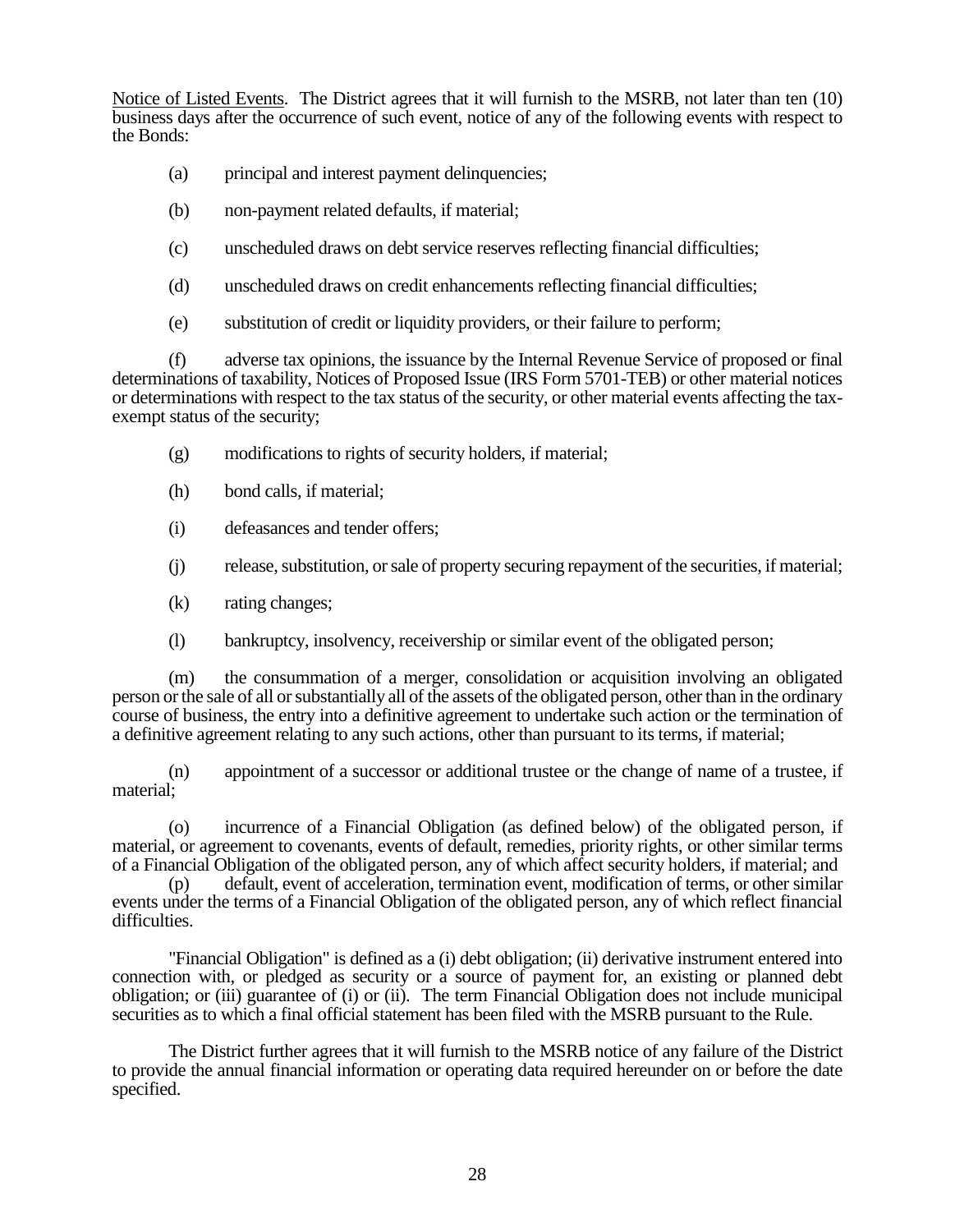Notice of Listed Events. The District agrees that it will furnish to the MSRB, not later than ten (10) business days after the occurrence of such event, notice of any of the following events with respect to the Bonds:

(a) principal and interest payment delinquencies;

(b) non-payment related defaults, if material;

(c) unscheduled draws on debt service reserves reflecting financial difficulties;

(d) unscheduled draws on credit enhancements reflecting financial difficulties;

(e) substitution of credit or liquidity providers, or their failure to perform;

(f) adverse tax opinions, the issuance by the Internal Revenue Service of proposed or final determinations of taxability, Notices of Proposed Issue (IRS Form 5701-TEB) or other material notices or determinations with respect to the tax status of the security, or other material events affecting the tax-exempt status of the security;

(g) modifications to rights of security holders, if material;

(h) bond calls, if material;

(i) defeasances and tender offers;

(j) release, substitution, or sale of property securing repayment of the securities, if material;

(k) rating changes;

(l) bankruptcy, insolvency, receivership or similar event of the obligated person;

(m) the consummation of a merger, consolidation or acquisition involving an obligated person or the sale of all or substantially all of the assets of the obligated person, other than in the ordinary course of business, the entry into a definitive agreement to undertake such action or the termination of a definitive agreement relating to any such actions, other than pursuant to its terms, if material;

(n) appointment of a successor or additional trustee or the change of name of a trustee, if material;

(o) incurrence of a Financial Obligation (as defined below) of the obligated person, if material, or agreement to covenants, events of default, remedies, priority rights, or other similar terms of a Financial Obligation of the obligated person, any of which affect security holders, if material; and

(p) default, event of acceleration, termination event, modification of terms, or other similar events under the terms of a Financial Obligation of the obligated person, any of which reflect financial difficulties.

"Financial Obligation" is defined as a (i) debt obligation; (ii) derivative instrument entered into connection with, or pledged as security or a source of payment for, an existing or planned debt obligation; or (iii) guarantee of (i) or (ii). The term Financial Obligation does not include municipal securities as to which a final official statement has been filed with the MSRB pursuant to the Rule.

The District further agrees that it will furnish to the MSRB notice of any failure of the District to provide the annual financial information or operating data required hereunder on or before the date specified.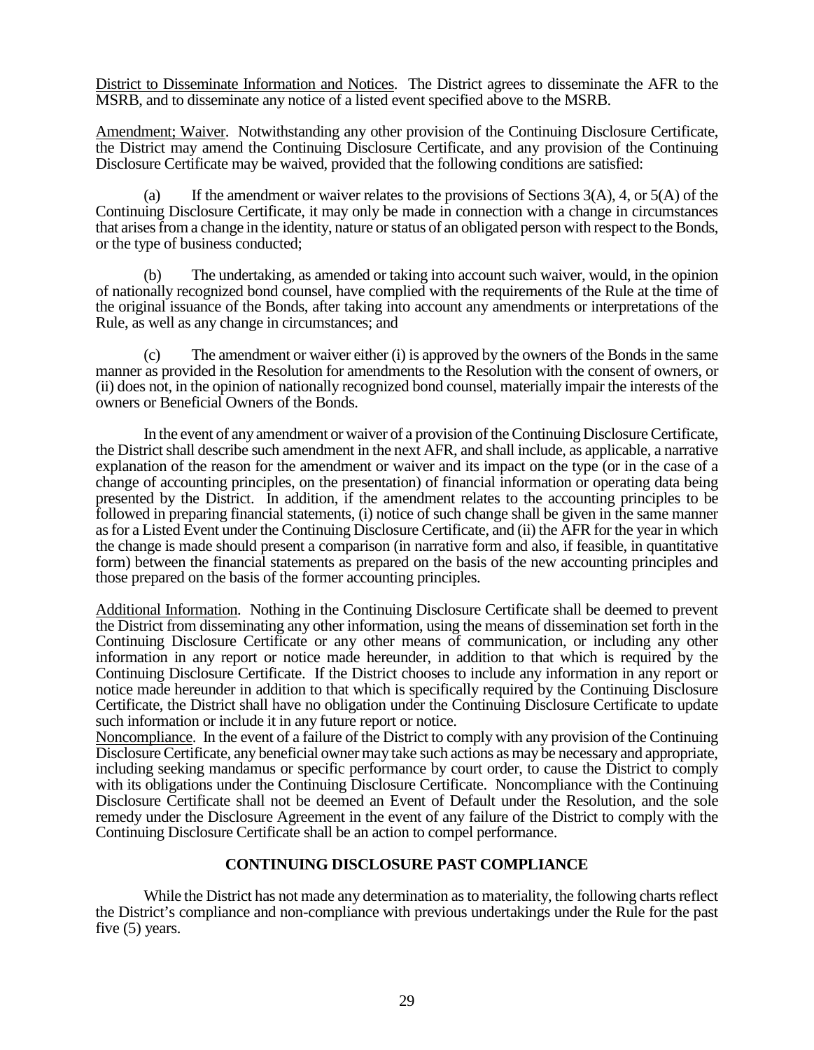District to Disseminate Information and Notices. The District agrees to disseminate the AFR to the MSRB, and to disseminate any notice of a listed event specified above to the MSRB.

Amendment; Waiver. Notwithstanding any other provision of the Continuing Disclosure Certificate, the District may amend the Continuing Disclosure Certificate, and any provision of the Continuing Disclosure Certificate may be waived, provided that the following conditions are satisfied:

(a) If the amendment or waiver relates to the provisions of Sections 3(A), 4, or 5(A) of the Continuing Disclosure Certificate, it may only be made in connection with a change in circumstances that arises from a change in the identity, nature or status of an obligated person with respect to the Bonds, or the type of business conducted;

(b) The undertaking, as amended or taking into account such waiver, would, in the opinion of nationally recognized bond counsel, have complied with the requirements of the Rule at the time of the original issuance of the Bonds, after taking into account any amendments or interpretations of the Rule, as well as any change in circumstances; and

(c) The amendment or waiver either (i) is approved by the owners of the Bonds in the same manner as provided in the Resolution for amendments to the Resolution with the consent of owners, or (ii) does not, in the opinion of nationally recognized bond counsel, materially impair the interests of the owners or Beneficial Owners of the Bonds.

In the event of any amendment or waiver of a provision of the Continuing Disclosure Certificate, the District shall describe such amendment in the next AFR, and shall include, as applicable, a narrative explanation of the reason for the amendment or waiver and its impact on the type (or in the case of a change of accounting principles, on the presentation) of financial information or operating data being presented by the District. In addition, if the amendment relates to the accounting principles to be followed in preparing financial statements, (i) notice of such change shall be given in the same manner as for a Listed Event under the Continuing Disclosure Certificate, and (ii) the AFR for the year in which the change is made should present a comparison (in narrative form and also, if feasible, in quantitative form) between the financial statements as prepared on the basis of the new accounting principles and those prepared on the basis of the former accounting principles.

Additional Information. Nothing in the Continuing Disclosure Certificate shall be deemed to prevent the District from disseminating any other information, using the means of dissemination set forth in the Continuing Disclosure Certificate or any other means of communication, or including any other information in any report or notice made hereunder, in addition to that which is required by the Continuing Disclosure Certificate. If the District chooses to include any information in any report or notice made hereunder in addition to that which is specifically required by the Continuing Disclosure Certificate, the District shall have no obligation under the Continuing Disclosure Certificate to update such information or include it in any future report or notice.

Noncompliance. In the event of a failure of the District to comply with any provision of the Continuing Disclosure Certificate, any beneficial owner may take such actions as may be necessary and appropriate, including seeking mandamus or specific performance by court order, to cause the District to comply with its obligations under the Continuing Disclosure Certificate. Noncompliance with the Continuing Disclosure Certificate shall not be deemed an Event of Default under the Resolution, and the sole remedy under the Disclosure Agreement in the event of any failure of the District to comply with the Continuing Disclosure Certificate shall be an action to compel performance.

## CONTINUING DISCLOSURE PAST COMPLIANCE

While the District has not made any determination as to materiality, the following charts reflect the District's compliance and non-compliance with previous undertakings under the Rule for the past five (5) years.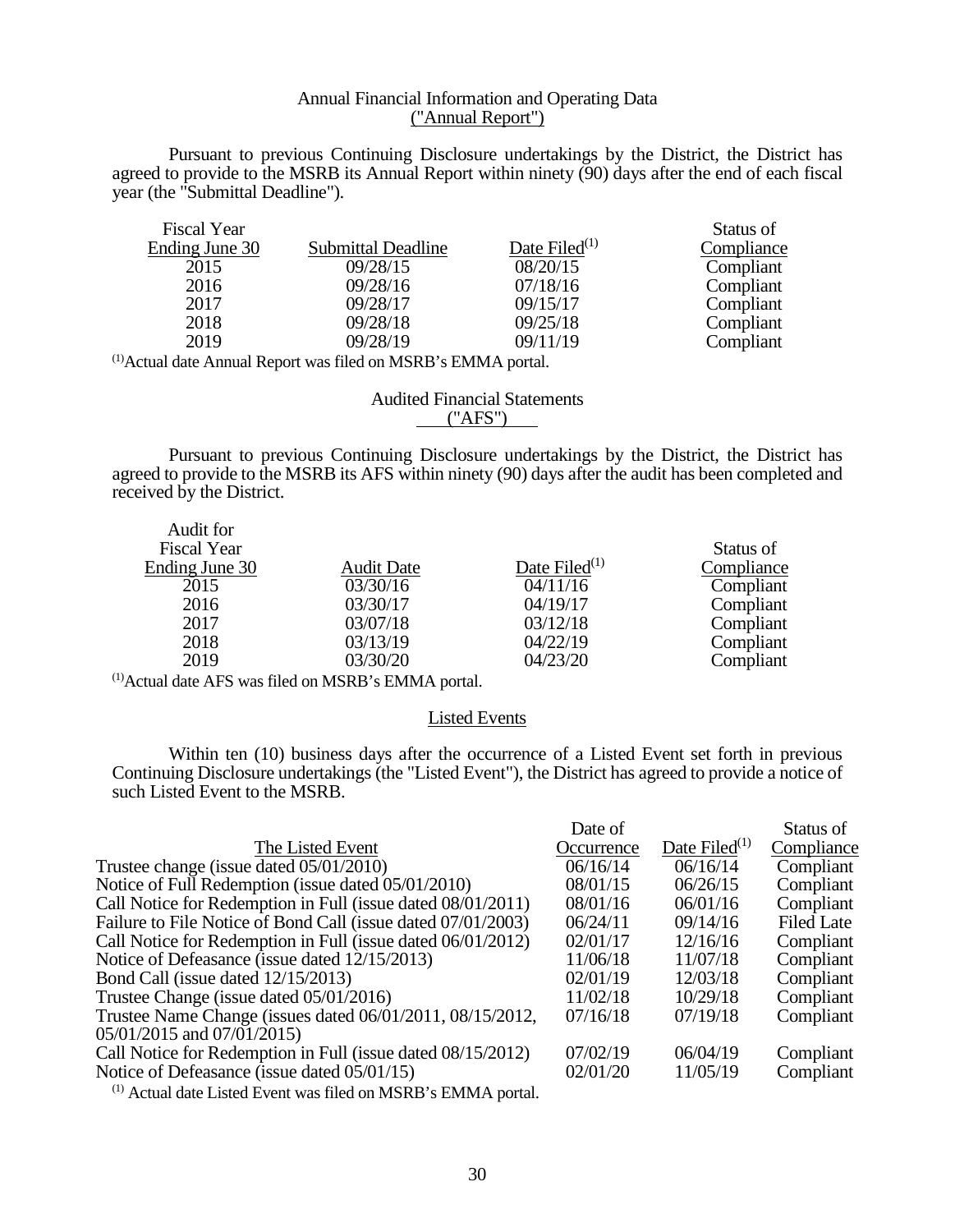## Annual Financial Information and Operating Data ("Annual Report")

Pursuant to previous Continuing Disclosure undertakings by the District, the District has agreed to provide to the MSRB its Annual Report within ninety (90) days after the end of each fiscal year (the "Submittal Deadline").

| Fiscal Year Ending June 30 | Submittal Deadline | Date Filed[1] | Status of Compliance |
|---|---|---|---|
| 2015 | 09/28/15 | 08/20/15 | Compliant |
| 2016 | 09/28/16 | 07/18/16 | Compliant |
| 2017 | 09/28/17 | 09/15/17 | Compliant |
| 2018 | 09/28/18 | 09/25/18 | Compliant |
| 2019 | 09/28/19 | 09/11/19 | Compliant |

[1] Actual date Annual Report was filed on MSRB's EMMA portal.

## Audited Financial Statements ("AFS")

Pursuant to previous Continuing Disclosure undertakings by the District, the District has agreed to provide to the MSRB its AFS within ninety (90) days after the audit has been completed and received by the District.

| Audit for Fiscal Year Ending June 30 | Audit Date | Date Filed[1] | Status of Compliance |
|---|---|---|---|
| 2015 | 03/30/16 | 04/11/16 | Compliant |
| 2016 | 03/30/17 | 04/19/17 | Compliant |
| 2017 | 03/07/18 | 03/12/18 | Compliant |
| 2018 | 03/13/19 | 04/22/19 | Compliant |
| 2019 | 03/30/20 | 04/23/20 | Compliant |

[1] Actual date AFS was filed on MSRB's EMMA portal.

## Listed Events

Within ten (10) business days after the occurrence of a Listed Event set forth in previous Continuing Disclosure undertakings (the "Listed Event"), the District has agreed to provide a notice of such Listed Event to the MSRB.

| The Listed Event | Date of Occurrence | Date Filed[1] | Status of Compliance |
|---|---|---|---|
| Trustee change (issue dated 05/01/2010) | 06/16/14 | 06/16/14 | Compliant |
| Notice of Full Redemption (issue dated 05/01/2010) | 08/01/15 | 06/26/15 | Compliant |
| Call Notice for Redemption in Full (issue dated 08/01/2011) | 08/01/16 | 06/01/16 | Compliant |
| Failure to File Notice of Bond Call (issue dated 07/01/2003) | 06/24/11 | 09/14/16 | Filed Late |
| Call Notice for Redemption in Full (issue dated 06/01/2012) | 02/01/17 | 12/16/16 | Compliant |
| Notice of Defeasance (issue dated 12/15/2013) | 11/06/18 | 11/07/18 | Compliant |
| Bond Call (issue dated 12/15/2013) | 02/01/19 | 12/03/18 | Compliant |
| Trustee Change (issue dated 05/01/2016) | 11/02/18 | 10/29/18 | Compliant |
| Trustee Name Change (issues dated 06/01/2011, 08/15/2012, 05/01/2015 and 07/01/2015) | 07/16/18 | 07/19/18 | Compliant |
| Call Notice for Redemption in Full (issue dated 08/15/2012) | 07/02/19 | 06/04/19 | Compliant |
| Notice of Defeasance (issue dated 05/01/15) | 02/01/20 | 11/05/19 | Compliant |

[1] Actual date Listed Event was filed on MSRB's EMMA portal.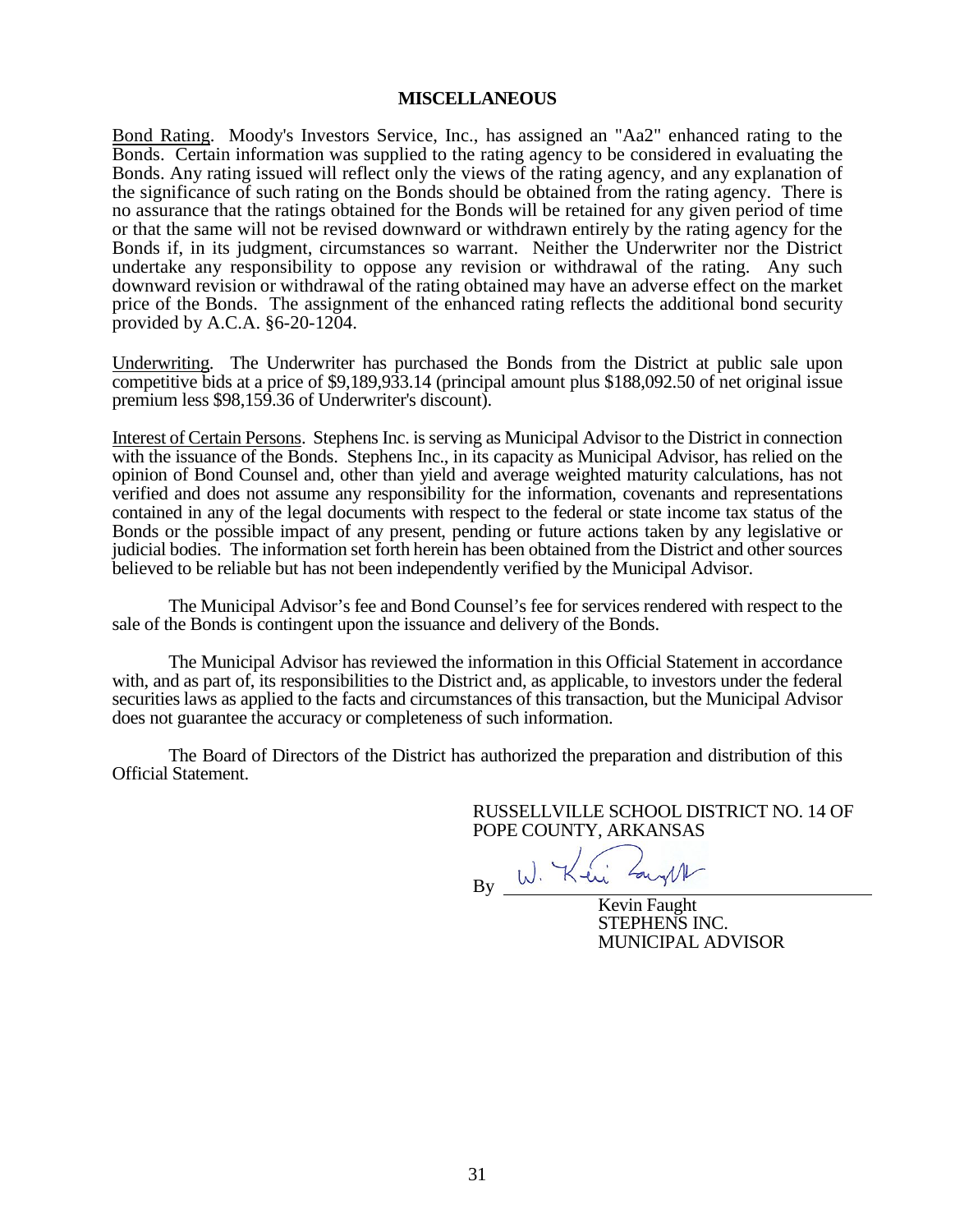## MISCELLANEOUS

Bond Rating. Moody's Investors Service, Inc., has assigned an "Aa2" enhanced rating to the Bonds. Certain information was supplied to the rating agency to be considered in evaluating the Bonds. Any rating issued will reflect only the views of the rating agency, and any explanation of the significance of such rating on the Bonds should be obtained from the rating agency. There is no assurance that the ratings obtained for the Bonds will be retained for any given period of time or that the same will not be revised downward or withdrawn entirely by the rating agency for the Bonds if, in its judgment, circumstances so warrant. Neither the Underwriter nor the District undertake any responsibility to oppose any revision or withdrawal of the rating. Any such downward revision or withdrawal of the rating obtained may have an adverse effect on the market price of the Bonds. The assignment of the enhanced rating reflects the additional bond security provided by A.C.A. §6-20-1204.

Underwriting. The Underwriter has purchased the Bonds from the District at public sale upon competitive bids at a price of $9,189,933.14 (principal amount plus $188,092.50 of net original issue premium less $98,159.36 of Underwriter's discount).

Interest of Certain Persons. Stephens Inc. is serving as Municipal Advisor to the District in connection with the issuance of the Bonds. Stephens Inc., in its capacity as Municipal Advisor, has relied on the opinion of Bond Counsel and, other than yield and average weighted maturity calculations, has not verified and does not assume any responsibility for the information, covenants and representations contained in any of the legal documents with respect to the federal or state income tax status of the Bonds or the possible impact of any present, pending or future actions taken by any legislative or judicial bodies. The information set forth herein has been obtained from the District and other sources believed to be reliable but has not been independently verified by the Municipal Advisor.

The Municipal Advisor's fee and Bond Counsel's fee for services rendered with respect to the sale of the Bonds is contingent upon the issuance and delivery of the Bonds.

The Municipal Advisor has reviewed the information in this Official Statement in accordance with, and as part of, its responsibilities to the District and, as applicable, to investors under the federal securities laws as applied to the facts and circumstances of this transaction, but the Municipal Advisor does not guarantee the accuracy or completeness of such information.

The Board of Directors of the District has authorized the preparation and distribution of this Official Statement.

RUSSELLVILLE SCHOOL DISTRICT NO. 14 OF POPE COUNTY, ARKANSAS

By W. Kevin Faught

Kevin Faught
STEPHENS INC.
MUNICIPAL ADVISOR